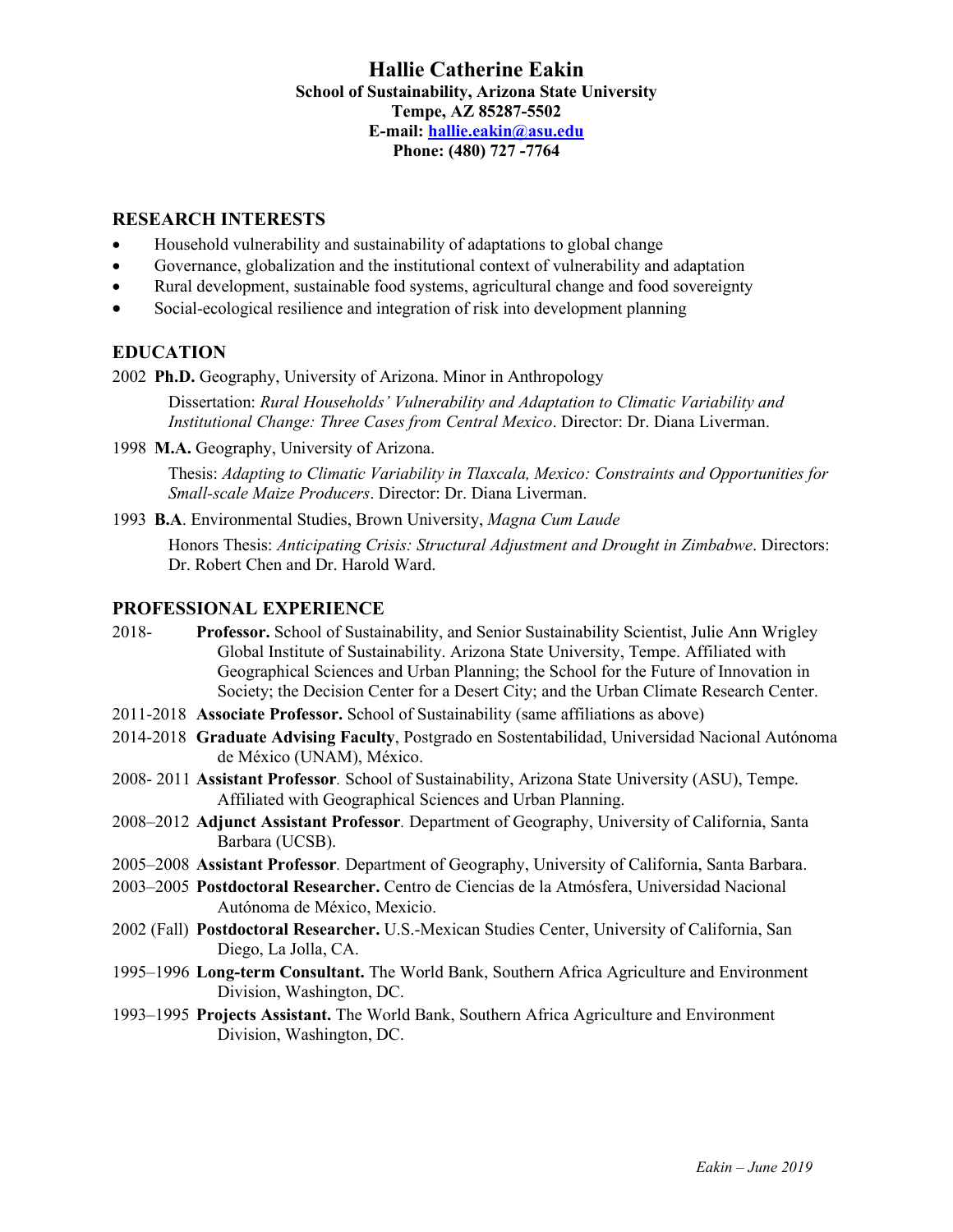# Hallie Catherine Eakin

**School of Sustainability, Arizona State University**
**Tempe, AZ 85287-5502**
**E-mail: hallie.eakin@asu.edu**
**Phone: (480) 727 -7764**

## RESEARCH INTERESTS

- Household vulnerability and sustainability of adaptations to global change
- Governance, globalization and the institutional context of vulnerability and adaptation
- Rural development, sustainable food systems, agricultural change and food sovereignty
- Social-ecological resilience and integration of risk into development planning

## EDUCATION

2002 **Ph.D.** Geography, University of Arizona. Minor in Anthropology

Dissertation: *Rural Households' Vulnerability and Adaptation to Climatic Variability and Institutional Change: Three Cases from Central Mexico*. Director: Dr. Diana Liverman.

1998 **M.A.** Geography, University of Arizona.

Thesis: *Adapting to Climatic Variability in Tlaxcala, Mexico: Constraints and Opportunities for Small-scale Maize Producers*. Director: Dr. Diana Liverman.

1993 **B.A**. Environmental Studies, Brown University, *Magna Cum Laude*

Honors Thesis: *Anticipating Crisis: Structural Adjustment and Drought in Zimbabwe*. Directors: Dr. Robert Chen and Dr. Harold Ward.

## PROFESSIONAL EXPERIENCE

2018- **Professor.** School of Sustainability, and Senior Sustainability Scientist, Julie Ann Wrigley Global Institute of Sustainability. Arizona State University, Tempe. Affiliated with Geographical Sciences and Urban Planning; the School for the Future of Innovation in Society; the Decision Center for a Desert City; and the Urban Climate Research Center.

2011-2018 **Associate Professor.** School of Sustainability (same affiliations as above)

2014-2018 **Graduate Advising Faculty**, Postgrado en Sostentabilidad, Universidad Nacional Autónoma de México (UNAM), México.

2008- 2011 **Assistant Professor**. School of Sustainability, Arizona State University (ASU), Tempe. Affiliated with Geographical Sciences and Urban Planning.

2008–2012 **Adjunct Assistant Professor**. Department of Geography, University of California, Santa Barbara (UCSB).

2005–2008 **Assistant Professor**. Department of Geography, University of California, Santa Barbara.

2003–2005 **Postdoctoral Researcher.** Centro de Ciencias de la Atmósfera, Universidad Nacional Autónoma de México, Mexico.

2002 (Fall) **Postdoctoral Researcher.** U.S.-Mexican Studies Center, University of California, San Diego, La Jolla, CA.

1995–1996 **Long-term Consultant.** The World Bank, Southern Africa Agriculture and Environment Division, Washington, DC.

1993–1995 **Projects Assistant.** The World Bank, Southern Africa Agriculture and Environment Division, Washington, DC.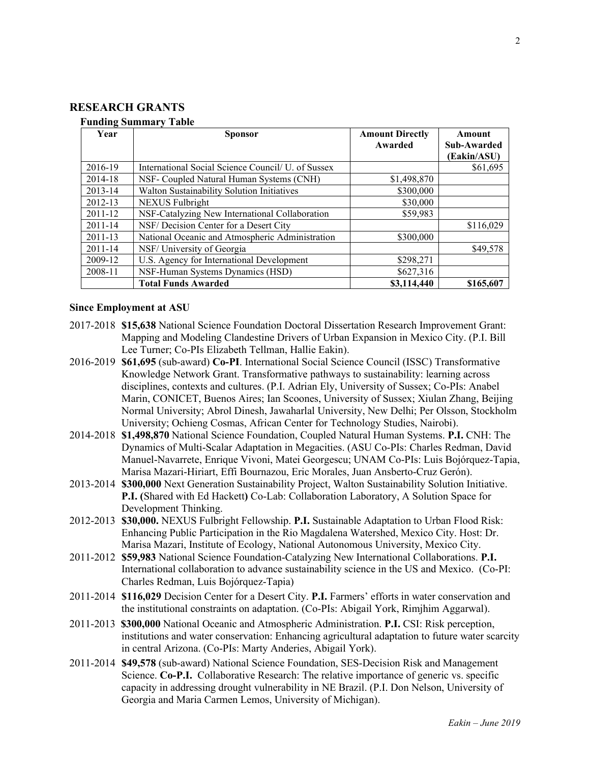## RESEARCH GRANTS

### Funding Summary Table

| Year | Sponsor | Amount Directly Awarded | Amount Sub-Awarded (Eakin/ASU) |
|---|---|---|---|
| 2016-19 | International Social Science Council/ U. of Sussex | | $61,695 |
| 2014-18 | NSF- Coupled Natural Human Systems (CNH) | $1,498,870 | |
| 2013-14 | Walton Sustainability Solution Initiatives | $300,000 | |
| 2012-13 | NEXUS Fulbright | $30,000 | |
| 2011-12 | NSF-Catalyzing New International Collaboration | $59,983 | |
| 2011-14 | NSF/ Decision Center for a Desert City | | $116,029 |
| 2011-13 | National Oceanic and Atmospheric Administration | $300,000 | |
| 2011-14 | NSF/ University of Georgia | | $49,578 |
| 2009-12 | U.S. Agency for International Development | $298,271 | |
| 2008-11 | NSF-Human Systems Dynamics (HSD) | $627,316 | |
| | **Total Funds Awarded** | **$3,114,440** | **$165,607** |

**Since Employment at ASU**

2017-2018 **$15,638** National Science Foundation Doctoral Dissertation Research Improvement Grant: Mapping and Modeling Clandestine Drivers of Urban Expansion in Mexico City. (P.I. Bill Lee Turner; Co-PIs Elizabeth Tellman, Hallie Eakin).

2016-2019 **$61,695** (sub-award) **Co-PI**. International Social Science Council (ISSC) Transformative Knowledge Network Grant. Transformative pathways to sustainability: learning across disciplines, contexts and cultures. (P.I. Adrian Ely, University of Sussex; Co-PIs: Anabel Marin, CONICET, Buenos Aires; Ian Scoones, University of Sussex; Xiulan Zhang, Beijing Normal University; Abrol Dinesh, Jawaharlal University, New Delhi; Per Olsson, Stockholm University; Ochieng Cosmas, African Center for Technology Studies, Nairobi).

2014-2018 **$1,498,870** National Science Foundation, Coupled Natural Human Systems. **P.I.** CNH: The Dynamics of Multi-Scalar Adaptation in Megacities. (ASU Co-PIs: Charles Redman, David Manuel-Navarrete, Enrique Vivoni, Matei Georgescu; UNAM Co-PIs: Luis Bojórquez-Tapia, Marisa Mazari-Hiriart, Effi Bournazou, Eric Morales, Juan Ansberto-Cruz Gerón).

2013-2014 **$300,000** Next Generation Sustainability Project, Walton Sustainability Solution Initiative. **P.I. (**Shared with Ed Hackett**)** Co-Lab: Collaboration Laboratory, A Solution Space for Development Thinking.

2012-2013 **$30,000.** NEXUS Fulbright Fellowship. **P.I.** Sustainable Adaptation to Urban Flood Risk: Enhancing Public Participation in the Rio Magdalena Watershed, Mexico City. Host: Dr. Marisa Mazari, Institute of Ecology, National Autonomous University, Mexico City.

2011-2012 **$59,983** National Science Foundation-Catalyzing New International Collaborations. **P.I.** International collaboration to advance sustainability science in the US and Mexico. (Co-PI: Charles Redman, Luis Bojórquez-Tapia)

2011-2014 **$116,029** Decision Center for a Desert City. **P.I.** Farmers' efforts in water conservation and the institutional constraints on adaptation. (Co-PIs: Abigail York, Rimjhim Aggarwal).

2011-2013 **$300,000** National Oceanic and Atmospheric Administration. **P.I.** CSI: Risk perception, institutions and water conservation: Enhancing agricultural adaptation to future water scarcity in central Arizona. (Co-PIs: Marty Anderies, Abigail York).

2011-2014 **$49,578** (sub-award) National Science Foundation, SES-Decision Risk and Management Science. **Co-P.I.** Collaborative Research: The relative importance of generic vs. specific capacity in addressing drought vulnerability in NE Brazil. (P.I. Don Nelson, University of Georgia and Maria Carmen Lemos, University of Michigan).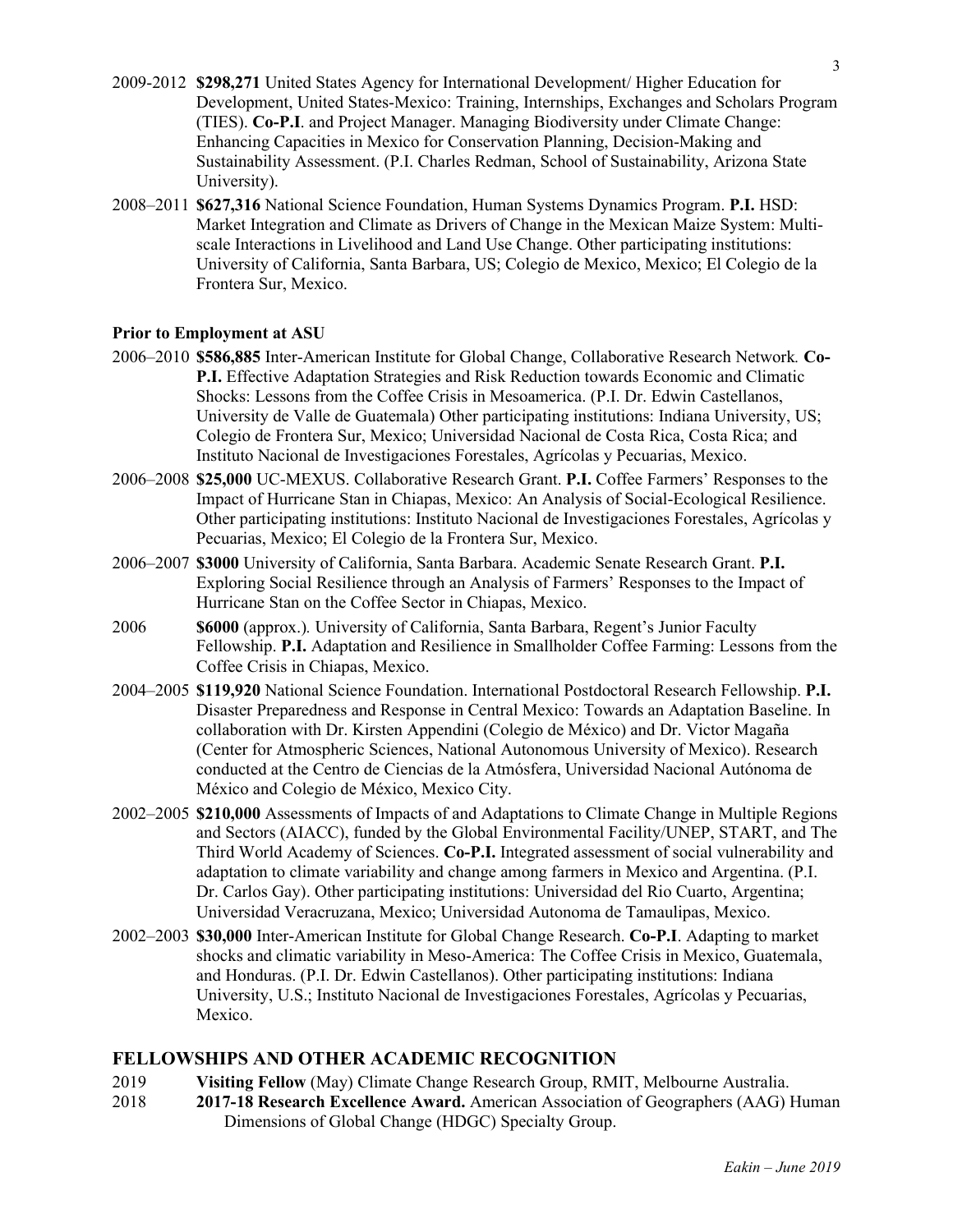2009-2012 **$298,271** United States Agency for International Development/ Higher Education for Development, United States-Mexico: Training, Internships, Exchanges and Scholars Program (TIES). **Co-P.I**. and Project Manager. Managing Biodiversity under Climate Change: Enhancing Capacities in Mexico for Conservation Planning, Decision-Making and Sustainability Assessment. (P.I. Charles Redman, School of Sustainability, Arizona State University).

2008–2011 **$627,316** National Science Foundation, Human Systems Dynamics Program. **P.I.** HSD: Market Integration and Climate as Drivers of Change in the Mexican Maize System: Multi-scale Interactions in Livelihood and Land Use Change. Other participating institutions: University of California, Santa Barbara, US; Colegio de Mexico, Mexico; El Colegio de la Frontera Sur, Mexico.

**Prior to Employment at ASU**

2006–2010 **$586,885** Inter-American Institute for Global Change, Collaborative Research Network*.* **Co-P.I.** Effective Adaptation Strategies and Risk Reduction towards Economic and Climatic Shocks: Lessons from the Coffee Crisis in Mesoamerica. (P.I. Dr. Edwin Castellanos, University de Valle de Guatemala) Other participating institutions: Indiana University, US; Colegio de Frontera Sur, Mexico; Universidad Nacional de Costa Rica, Costa Rica; and Instituto Nacional de Investigaciones Forestales, Agrícolas y Pecuarias, Mexico.

2006–2008 **$25,000** UC-MEXUS. Collaborative Research Grant. **P.I.** Coffee Farmers' Responses to the Impact of Hurricane Stan in Chiapas, Mexico: An Analysis of Social-Ecological Resilience. Other participating institutions: Instituto Nacional de Investigaciones Forestales, Agrícolas y Pecuarias, Mexico; El Colegio de la Frontera Sur, Mexico.

2006–2007 **$3000** University of California, Santa Barbara. Academic Senate Research Grant. **P.I.** Exploring Social Resilience through an Analysis of Farmers' Responses to the Impact of Hurricane Stan on the Coffee Sector in Chiapas, Mexico.

2006 **$6000** (approx.). University of California, Santa Barbara, Regent's Junior Faculty Fellowship. **P.I.** Adaptation and Resilience in Smallholder Coffee Farming: Lessons from the Coffee Crisis in Chiapas, Mexico.

2004–2005 **$119,920** National Science Foundation. International Postdoctoral Research Fellowship. **P.I.** Disaster Preparedness and Response in Central Mexico: Towards an Adaptation Baseline. In collaboration with Dr. Kirsten Appendini (Colegio de México) and Dr. Victor Magaña (Center for Atmospheric Sciences, National Autonomous University of Mexico). Research conducted at the Centro de Ciencias de la Atmósfera, Universidad Nacional Autónoma de México and Colegio de México, Mexico City.

2002–2005 **$210,000** Assessments of Impacts of and Adaptations to Climate Change in Multiple Regions and Sectors (AIACC), funded by the Global Environmental Facility/UNEP, START, and The Third World Academy of Sciences. **Co-P.I.** Integrated assessment of social vulnerability and adaptation to climate variability and change among farmers in Mexico and Argentina. (P.I. Dr. Carlos Gay). Other participating institutions: Universidad del Rio Cuarto, Argentina; Universidad Veracruzana, Mexico; Universidad Autonoma de Tamaulipas, Mexico.

2002–2003 **$30,000** Inter-American Institute for Global Change Research. **Co-P.I**. Adapting to market shocks and climatic variability in Meso-America: The Coffee Crisis in Mexico, Guatemala, and Honduras. (P.I. Dr. Edwin Castellanos). Other participating institutions: Indiana University, U.S.; Instituto Nacional de Investigaciones Forestales, Agrícolas y Pecuarias, Mexico.

## FELLOWSHIPS AND OTHER ACADEMIC RECOGNITION

2019 **Visiting Fellow** (May) Climate Change Research Group, RMIT, Melbourne Australia.

2018 **2017-18 Research Excellence Award.** American Association of Geographers (AAG) Human Dimensions of Global Change (HDGC) Specialty Group.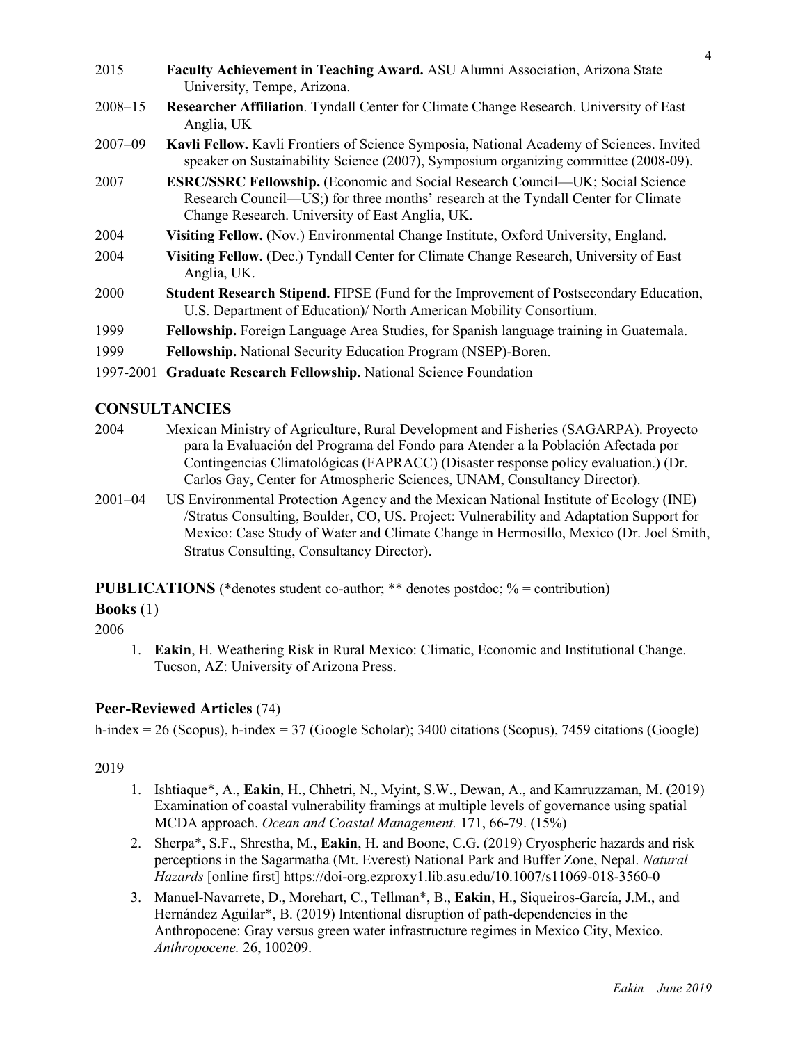2015 **Faculty Achievement in Teaching Award.** ASU Alumni Association, Arizona State University, Tempe, Arizona.

2008–15 **Researcher Affiliation**. Tyndall Center for Climate Change Research. University of East Anglia, UK

2007–09 **Kavli Fellow.** Kavli Frontiers of Science Symposia, National Academy of Sciences. Invited speaker on Sustainability Science (2007), Symposium organizing committee (2008-09).

2007 **ESRC/SSRC Fellowship.** (Economic and Social Research Council—UK; Social Science Research Council—US;) for three months' research at the Tyndall Center for Climate Change Research. University of East Anglia, UK.

2004 **Visiting Fellow.** (Nov.) Environmental Change Institute, Oxford University, England.

2004 **Visiting Fellow.** (Dec.) Tyndall Center for Climate Change Research, University of East Anglia, UK.

2000 **Student Research Stipend.** FIPSE (Fund for the Improvement of Postsecondary Education, U.S. Department of Education)/ North American Mobility Consortium.

1999 **Fellowship.** Foreign Language Area Studies, for Spanish language training in Guatemala.

1999 **Fellowship.** National Security Education Program (NSEP)-Boren.

1997-2001 **Graduate Research Fellowship.** National Science Foundation

## CONSULTANCIES

2004 Mexican Ministry of Agriculture, Rural Development and Fisheries (SAGARPA). Proyecto para la Evaluación del Programa del Fondo para Atender a la Población Afectada por Contingencias Climatológicas (FAPRACC) (Disaster response policy evaluation.) (Dr. Carlos Gay, Center for Atmospheric Sciences, UNAM, Consultancy Director).

2001–04 US Environmental Protection Agency and the Mexican National Institute of Ecology (INE) /Stratus Consulting, Boulder, CO, US. Project: Vulnerability and Adaptation Support for Mexico: Case Study of Water and Climate Change in Hermosillo, Mexico (Dr. Joel Smith, Stratus Consulting, Consultancy Director).

## PUBLICATIONS (*denotes student co-author; ** denotes postdoc; % = contribution)

### Books (1)

2006

1. **Eakin**, H. Weathering Risk in Rural Mexico: Climatic, Economic and Institutional Change. Tucson, AZ: University of Arizona Press.

### Peer-Reviewed Articles (74)

h-index = 26 (Scopus), h-index = 37 (Google Scholar); 3400 citations (Scopus), 7459 citations (Google)

2019

1. Ishtiaque*, A., **Eakin**, H., Chhetri, N., Myint, S.W., Dewan, A., and Kamruzzaman, M. (2019) Examination of coastal vulnerability framings at multiple levels of governance using spatial MCDA approach. *Ocean and Coastal Management.* 171, 66-79. (15%)
2. Sherpa*, S.F., Shrestha, M., **Eakin**, H. and Boone, C.G. (2019) Cryospheric hazards and risk perceptions in the Sagarmatha (Mt. Everest) National Park and Buffer Zone, Nepal. *Natural Hazards* [online first] https://doi-org.ezproxy1.lib.asu.edu/10.1007/s11069-018-3560-0
3. Manuel-Navarrete, D., Morehart, C., Tellman*, B., **Eakin**, H., Siqueiros-García, J.M., and Hernández Aguilar*, B. (2019) Intentional disruption of path-dependencies in the Anthropocene: Gray versus green water infrastructure regimes in Mexico City, Mexico. *Anthropocene.* 26, 100209.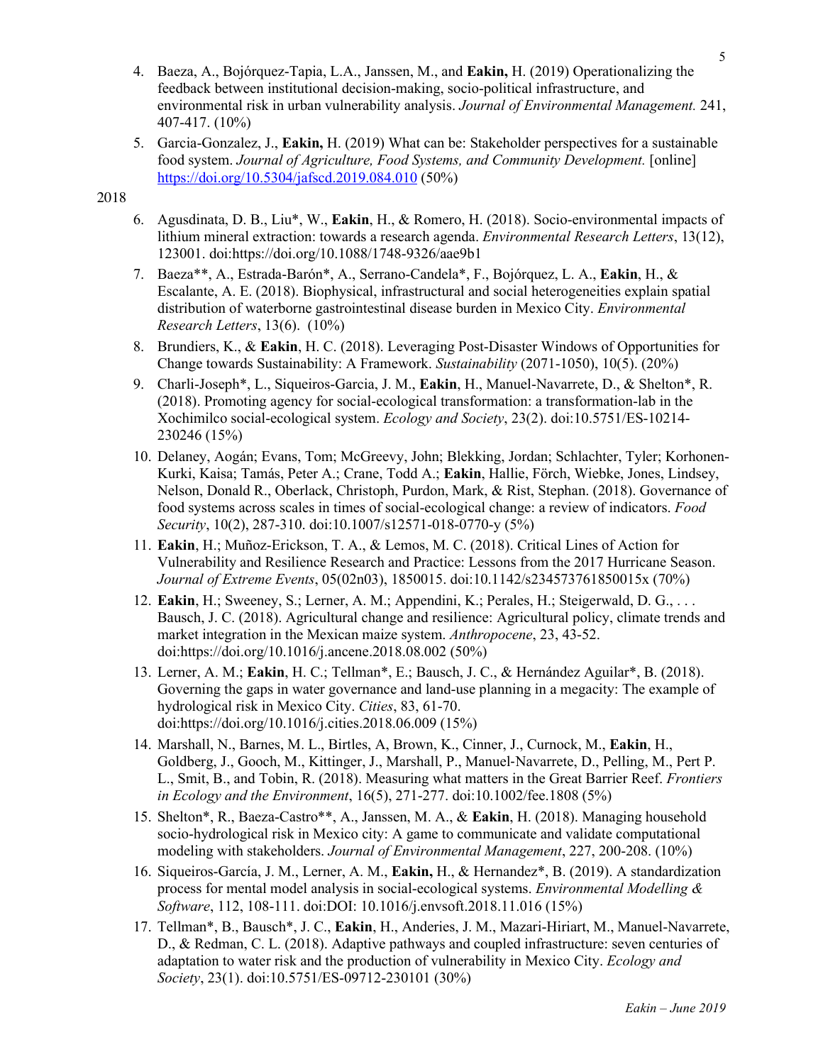4. Baeza, A., Bojórquez-Tapia, L.A., Janssen, M., and **Eakin,** H. (2019) Operationalizing the feedback between institutional decision-making, socio-political infrastructure, and environmental risk in urban vulnerability analysis. *Journal of Environmental Management.* 241, 407-417. (10%)
5. Garcia-Gonzalez, J., **Eakin,** H. (2019) What can be: Stakeholder perspectives for a sustainable food system. *Journal of Agriculture, Food Systems, and Community Development.* [online] https://doi.org/10.5304/jafscd.2019.084.010 (50%)

2018

6. Agusdinata, D. B., Liu*, W., **Eakin**, H., & Romero, H. (2018). Socio-environmental impacts of lithium mineral extraction: towards a research agenda. *Environmental Research Letters*, 13(12), 123001. doi:https://doi.org/10.1088/1748-9326/aae9b1
7. Baeza**, A., Estrada-Barón*, A., Serrano-Candela*, F., Bojórquez, L. A., **Eakin**, H., & Escalante, A. E. (2018). Biophysical, infrastructural and social heterogeneities explain spatial distribution of waterborne gastrointestinal disease burden in Mexico City. *Environmental Research Letters*, 13(6). (10%)
8. Brundiers, K., & **Eakin**, H. C. (2018). Leveraging Post-Disaster Windows of Opportunities for Change towards Sustainability: A Framework. *Sustainability* (2071-1050), 10(5). (20%)
9. Charli-Joseph*, L., Siqueiros-Garcia, J. M., **Eakin**, H., Manuel-Navarrete, D., & Shelton*, R. (2018). Promoting agency for social-ecological transformation: a transformation-lab in the Xochimilco social-ecological system. *Ecology and Society*, 23(2). doi:10.5751/ES-10214-230246 (15%)
10. Delaney, Aogán; Evans, Tom; McGreevy, John; Blekking, Jordan; Schlachter, Tyler; Korhonen-Kurki, Kaisa; Tamás, Peter A.; Crane, Todd A.; **Eakin**, Hallie, Förch, Wiebke, Jones, Lindsey, Nelson, Donald R., Oberlack, Christoph, Purdon, Mark, & Rist, Stephan. (2018). Governance of food systems across scales in times of social-ecological change: a review of indicators. *Food Security*, 10(2), 287-310. doi:10.1007/s12571-018-0770-y (5%)
11. **Eakin**, H.; Muñoz-Erickson, T. A., & Lemos, M. C. (2018). Critical Lines of Action for Vulnerability and Resilience Research and Practice: Lessons from the 2017 Hurricane Season. *Journal of Extreme Events*, 05(02n03), 1850015. doi:10.1142/s234573761850015x (70%)
12. **Eakin**, H.; Sweeney, S.; Lerner, A. M.; Appendini, K.; Perales, H.; Steigerwald, D. G., . . . Bausch, J. C. (2018). Agricultural change and resilience: Agricultural policy, climate trends and market integration in the Mexican maize system. *Anthropocene*, 23, 43-52. doi:https://doi.org/10.1016/j.ancene.2018.08.002 (50%)
13. Lerner, A. M.; **Eakin**, H. C.; Tellman*, E.; Bausch, J. C., & Hernández Aguilar*, B. (2018). Governing the gaps in water governance and land-use planning in a megacity: The example of hydrological risk in Mexico City. *Cities*, 83, 61-70. doi:https://doi.org/10.1016/j.cities.2018.06.009 (15%)
14. Marshall, N., Barnes, M. L., Birtles, A, Brown, K., Cinner, J., Curnock, M., **Eakin**, H., Goldberg, J., Gooch, M., Kittinger, J., Marshall, P., Manuel-Navarrete, D., Pelling, M., Pert P. L., Smit, B., and Tobin, R. (2018). Measuring what matters in the Great Barrier Reef. *Frontiers in Ecology and the Environment*, 16(5), 271-277. doi:10.1002/fee.1808 (5%)
15. Shelton*, R., Baeza-Castro**, A., Janssen, M. A., & **Eakin**, H. (2018). Managing household socio-hydrological risk in Mexico city: A game to communicate and validate computational modeling with stakeholders. *Journal of Environmental Management*, 227, 200-208. (10%)
16. Siqueiros-García, J. M., Lerner, A. M., **Eakin,** H., & Hernandez*, B. (2019). A standardization process for mental model analysis in social-ecological systems. *Environmental Modelling & Software*, 112, 108-111. doi:DOI: 10.1016/j.envsoft.2018.11.016 (15%)
17. Tellman*, B., Bausch*, J. C., **Eakin**, H., Anderies, J. M., Mazari-Hiriart, M., Manuel-Navarrete, D., & Redman, C. L. (2018). Adaptive pathways and coupled infrastructure: seven centuries of adaptation to water risk and the production of vulnerability in Mexico City. *Ecology and Society*, 23(1). doi:10.5751/ES-09712-230101 (30%)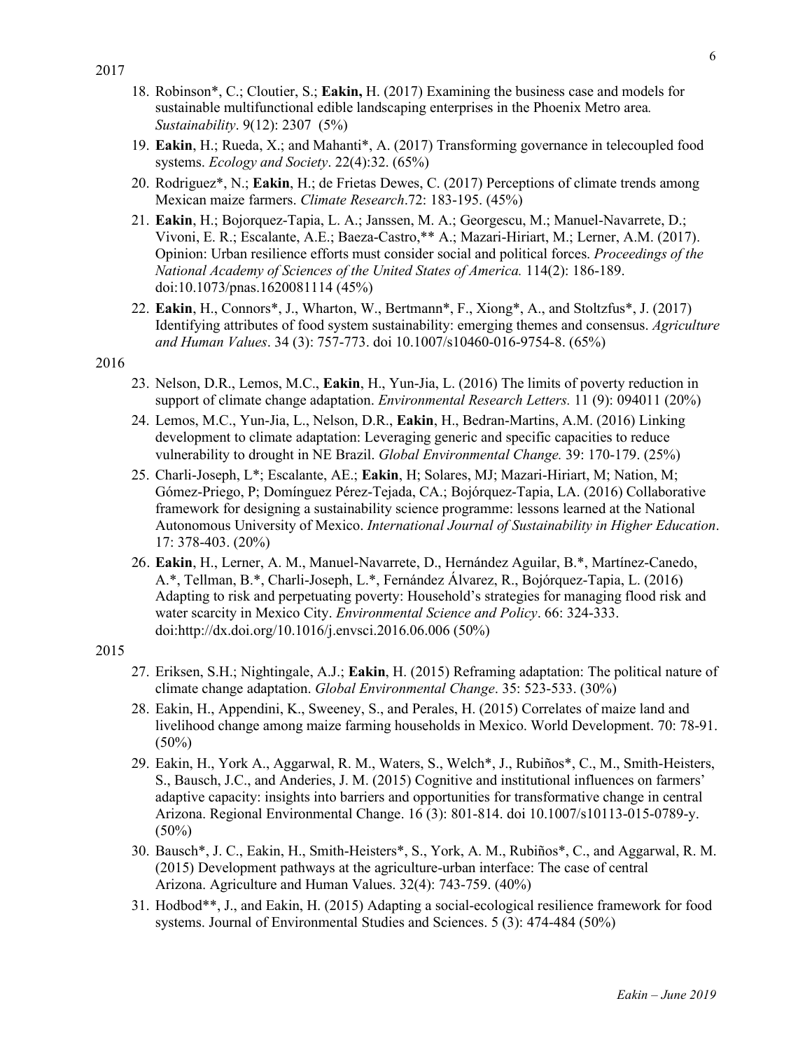2017

18. Robinson*, C.; Cloutier, S.; **Eakin,** H. (2017) Examining the business case and models for sustainable multifunctional edible landscaping enterprises in the Phoenix Metro area*. Sustainability*. 9(12): 2307 (5%)
19. **Eakin**, H.; Rueda, X.; and Mahanti*, A. (2017) Transforming governance in telecoupled food systems. *Ecology and Society*. 22(4):32. (65%)
20. Rodriguez*, N.; **Eakin**, H.; de Frietas Dewes, C. (2017) Perceptions of climate trends among Mexican maize farmers. *Climate Research*.72: 183-195. (45%)
21. **Eakin**, H.; Bojorquez-Tapia, L. A.; Janssen, M. A.; Georgescu, M.; Manuel-Navarrete, D.; Vivoni, E. R.; Escalante, A.E.; Baeza-Castro,** A.; Mazari-Hiriart, M.; Lerner, A.M. (2017). Opinion: Urban resilience efforts must consider social and political forces. *Proceedings of the National Academy of Sciences of the United States of America.* 114(2): 186-189. doi:10.1073/pnas.1620081114 (45%)
22. **Eakin**, H., Connors*, J., Wharton, W., Bertmann*, F., Xiong*, A., and Stoltzfus*, J. (2017) Identifying attributes of food system sustainability: emerging themes and consensus. *Agriculture and Human Values*. 34 (3): 757-773. doi 10.1007/s10460-016-9754-8. (65%)

2016

23. Nelson, D.R., Lemos, M.C., **Eakin**, H., Yun-Jia, L. (2016) The limits of poverty reduction in support of climate change adaptation. *Environmental Research Letters.* 11 (9): 094011 (20%)
24. Lemos, M.C., Yun-Jia, L., Nelson, D.R., **Eakin**, H., Bedran-Martins, A.M. (2016) Linking development to climate adaptation: Leveraging generic and specific capacities to reduce vulnerability to drought in NE Brazil. *Global Environmental Change.* 39: 170-179. (25%)
25. Charli-Joseph, L*; Escalante, AE.; **Eakin**, H; Solares, MJ; Mazari-Hiriart, M; Nation, M; Gómez-Priego, P; Domínguez Pérez-Tejada, CA.; Bojórquez-Tapia, LA. (2016) Collaborative framework for designing a sustainability science programme: lessons learned at the National Autonomous University of Mexico. *International Journal of Sustainability in Higher Education*. 17: 378-403. (20%)
26. **Eakin**, H., Lerner, A. M., Manuel-Navarrete, D., Hernández Aguilar, B.*, Martínez-Canedo, A.*, Tellman, B.*, Charli-Joseph, L.*, Fernández Álvarez, R., Bojórquez-Tapia, L. (2016) Adapting to risk and perpetuating poverty: Household's strategies for managing flood risk and water scarcity in Mexico City. *Environmental Science and Policy*. 66: 324-333. doi:http://dx.doi.org/10.1016/j.envsci.2016.06.006 (50%)

2015

27. Eriksen, S.H.; Nightingale, A.J.; **Eakin**, H. (2015) Reframing adaptation: The political nature of climate change adaptation. *Global Environmental Change*. 35: 523-533. (30%)
28. Eakin, H., Appendini, K., Sweeney, S., and Perales, H. (2015) Correlates of maize land and livelihood change among maize farming households in Mexico. World Development. 70: 78-91. (50%)
29. Eakin, H., York A., Aggarwal, R. M., Waters, S., Welch*, J., Rubiños*, C., M., Smith-Heisters, S., Bausch, J.C., and Anderies, J. M. (2015) Cognitive and institutional influences on farmers' adaptive capacity: insights into barriers and opportunities for transformative change in central Arizona. Regional Environmental Change. 16 (3): 801-814. doi 10.1007/s10113-015-0789-y. (50%)
30. Bausch*, J. C., Eakin, H., Smith-Heisters*, S., York, A. M., Rubiños*, C., and Aggarwal, R. M. (2015) Development pathways at the agriculture-urban interface: The case of central Arizona. Agriculture and Human Values. 32(4): 743-759. (40%)
31. Hodbod**, J., and Eakin, H. (2015) Adapting a social-ecological resilience framework for food systems. Journal of Environmental Studies and Sciences. 5 (3): 474-484 (50%)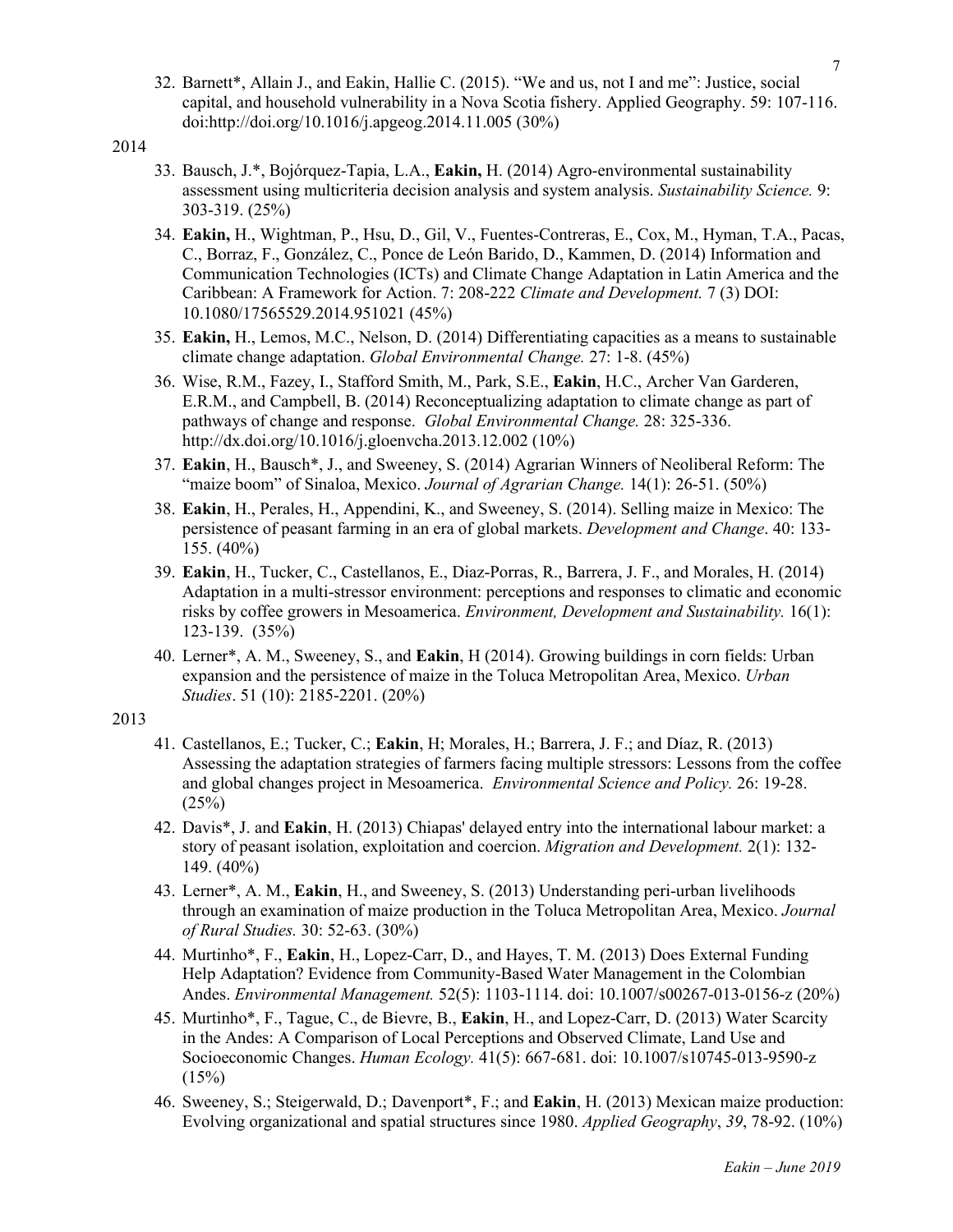32. Barnett*, Allain J., and Eakin, Hallie C. (2015). "We and us, not I and me": Justice, social capital, and household vulnerability in a Nova Scotia fishery. Applied Geography. 59: 107-116. doi:http://doi.org/10.1016/j.apgeog.2014.11.005 (30%)

2014

33. Bausch, J.*, Bojórquez-Tapia, L.A., **Eakin,** H. (2014) Agro-environmental sustainability assessment using multicriteria decision analysis and system analysis. *Sustainability Science.* 9: 303-319. (25%)
34. **Eakin,** H., Wightman, P., Hsu, D., Gil, V., Fuentes-Contreras, E., Cox, M., Hyman, T.A., Pacas, C., Borraz, F., González, C., Ponce de León Barido, D., Kammen, D. (2014) Information and Communication Technologies (ICTs) and Climate Change Adaptation in Latin America and the Caribbean: A Framework for Action. 7: 208-222 *Climate and Development.* 7 (3) DOI: 10.1080/17565529.2014.951021 (45%)
35. **Eakin,** H., Lemos, M.C., Nelson, D. (2014) Differentiating capacities as a means to sustainable climate change adaptation. *Global Environmental Change.* 27: 1-8. (45%)
36. Wise, R.M., Fazey, I., Stafford Smith, M., Park, S.E., **Eakin**, H.C., Archer Van Garderen, E.R.M., and Campbell, B. (2014) Reconceptualizing adaptation to climate change as part of pathways of change and response. *Global Environmental Change.* 28: 325-336. http://dx.doi.org/10.1016/j.gloenvcha.2013.12.002 (10%)
37. **Eakin**, H., Bausch*, J., and Sweeney, S. (2014) Agrarian Winners of Neoliberal Reform: The "maize boom" of Sinaloa, Mexico. *Journal of Agrarian Change.* 14(1): 26-51. (50%)
38. **Eakin**, H., Perales, H., Appendini, K., and Sweeney, S. (2014). Selling maize in Mexico: The persistence of peasant farming in an era of global markets. *Development and Change*. 40: 133-155. (40%)
39. **Eakin**, H., Tucker, C., Castellanos, E., Diaz-Porras, R., Barrera, J. F., and Morales, H. (2014) Adaptation in a multi-stressor environment: perceptions and responses to climatic and economic risks by coffee growers in Mesoamerica. *Environment, Development and Sustainability.* 16(1): 123-139. (35%)
40. Lerner*, A. M., Sweeney, S., and **Eakin**, H (2014). Growing buildings in corn fields: Urban expansion and the persistence of maize in the Toluca Metropolitan Area, Mexico. *Urban Studies*. 51 (10): 2185-2201. (20%)

2013

41. Castellanos, E.; Tucker, C.; **Eakin**, H; Morales, H.; Barrera, J. F.; and Díaz, R. (2013) Assessing the adaptation strategies of farmers facing multiple stressors: Lessons from the coffee and global changes project in Mesoamerica. *Environmental Science and Policy.* 26: 19-28. (25%)
42. Davis*, J. and **Eakin**, H. (2013) Chiapas' delayed entry into the international labour market: a story of peasant isolation, exploitation and coercion. *Migration and Development.* 2(1): 132-149. (40%)
43. Lerner*, A. M., **Eakin**, H., and Sweeney, S. (2013) Understanding peri-urban livelihoods through an examination of maize production in the Toluca Metropolitan Area, Mexico. *Journal of Rural Studies.* 30: 52-63. (30%)
44. Murtinho*, F., **Eakin**, H., Lopez-Carr, D., and Hayes, T. M. (2013) Does External Funding Help Adaptation? Evidence from Community-Based Water Management in the Colombian Andes. *Environmental Management.* 52(5): 1103-1114. doi: 10.1007/s00267-013-0156-z (20%)
45. Murtinho*, F., Tague, C., de Bievre, B., **Eakin**, H., and Lopez-Carr, D. (2013) Water Scarcity in the Andes: A Comparison of Local Perceptions and Observed Climate, Land Use and Socioeconomic Changes. *Human Ecology.* 41(5): 667-681. doi: 10.1007/s10745-013-9590-z (15%)
46. Sweeney, S.; Steigerwald, D.; Davenport*, F.; and **Eakin**, H. (2013) Mexican maize production: Evolving organizational and spatial structures since 1980. *Applied Geography*, *39*, 78-92. (10%)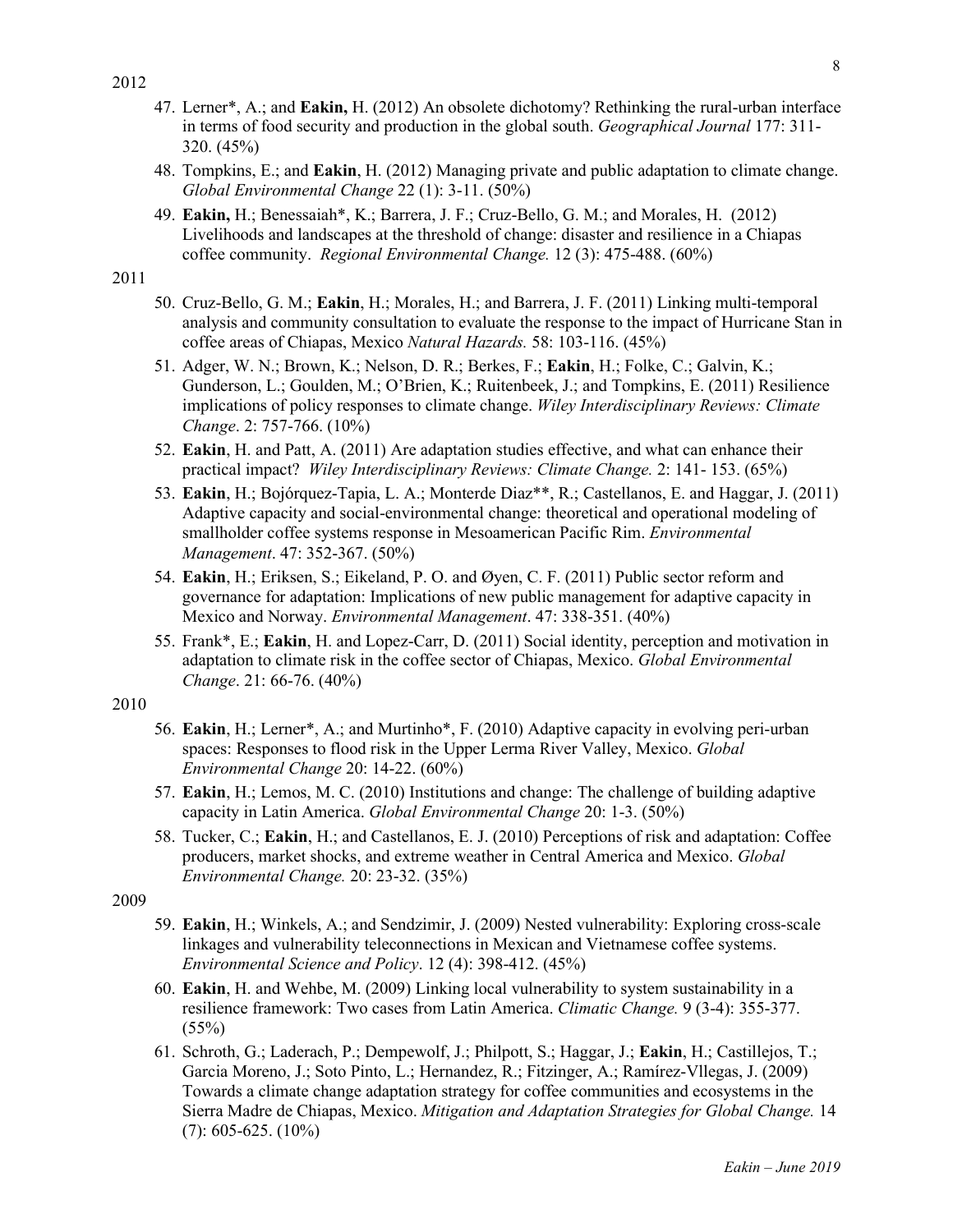2012

47. Lerner*, A.; and **Eakin,** H. (2012) An obsolete dichotomy? Rethinking the rural-urban interface in terms of food security and production in the global south. *Geographical Journal* 177: 311-320. (45%)
48. Tompkins, E.; and **Eakin**, H. (2012) Managing private and public adaptation to climate change. *Global Environmental Change* 22 (1): 3-11. (50%)
49. **Eakin,** H.; Benessaiah*, K.; Barrera, J. F.; Cruz-Bello, G. M.; and Morales, H. (2012) Livelihoods and landscapes at the threshold of change: disaster and resilience in a Chiapas coffee community. *Regional Environmental Change.* 12 (3): 475-488. (60%)

2011

50. Cruz-Bello, G. M.; **Eakin**, H.; Morales, H.; and Barrera, J. F. (2011) Linking multi-temporal analysis and community consultation to evaluate the response to the impact of Hurricane Stan in coffee areas of Chiapas, Mexico *Natural Hazards.* 58: 103-116. (45%)
51. Adger, W. N.; Brown, K.; Nelson, D. R.; Berkes, F.; **Eakin**, H.; Folke, C.; Galvin, K.; Gunderson, L.; Goulden, M.; O'Brien, K.; Ruitenbeek, J.; and Tompkins, E. (2011) Resilience implications of policy responses to climate change. *Wiley Interdisciplinary Reviews: Climate Change*. 2: 757-766. (10%)
52. **Eakin**, H. and Patt, A. (2011) Are adaptation studies effective, and what can enhance their practical impact? *Wiley Interdisciplinary Reviews: Climate Change.* 2: 141- 153. (65%)
53. **Eakin**, H.; Bojórquez-Tapia, L. A.; Monterde Diaz**, R.; Castellanos, E. and Haggar, J. (2011) Adaptive capacity and social-environmental change: theoretical and operational modeling of smallholder coffee systems response in Mesoamerican Pacific Rim. *Environmental Management*. 47: 352-367. (50%)
54. **Eakin**, H.; Eriksen, S.; Eikeland, P. O. and Øyen, C. F. (2011) Public sector reform and governance for adaptation: Implications of new public management for adaptive capacity in Mexico and Norway. *Environmental Management*. 47: 338-351. (40%)
55. Frank*, E.; **Eakin**, H. and Lopez-Carr, D. (2011) Social identity, perception and motivation in adaptation to climate risk in the coffee sector of Chiapas, Mexico. *Global Environmental Change*. 21: 66-76. (40%)

2010

56. **Eakin**, H.; Lerner*, A.; and Murtinho*, F. (2010) Adaptive capacity in evolving peri-urban spaces: Responses to flood risk in the Upper Lerma River Valley, Mexico. *Global Environmental Change* 20: 14-22. (60%)
57. **Eakin**, H.; Lemos, M. C. (2010) Institutions and change: The challenge of building adaptive capacity in Latin America. *Global Environmental Change* 20: 1-3. (50%)
58. Tucker, C.; **Eakin**, H.; and Castellanos, E. J. (2010) Perceptions of risk and adaptation: Coffee producers, market shocks, and extreme weather in Central America and Mexico. *Global Environmental Change.* 20: 23-32. (35%)

2009

59. **Eakin**, H.; Winkels, A.; and Sendzimir, J. (2009) Nested vulnerability: Exploring cross-scale linkages and vulnerability teleconnections in Mexican and Vietnamese coffee systems. *Environmental Science and Policy*. 12 (4): 398-412. (45%)
60. **Eakin**, H. and Wehbe, M. (2009) Linking local vulnerability to system sustainability in a resilience framework: Two cases from Latin America. *Climatic Change.* 9 (3-4): 355-377. (55%)
61. Schroth, G.; Laderach, P.; Dempewolf, J.; Philpott, S.; Haggar, J.; **Eakin**, H.; Castillejos, T.; Garcia Moreno, J.; Soto Pinto, L.; Hernandez, R.; Fitzinger, A.; Ramírez-Vllegas, J. (2009) Towards a climate change adaptation strategy for coffee communities and ecosystems in the Sierra Madre de Chiapas, Mexico. *Mitigation and Adaptation Strategies for Global Change.* 14 (7): 605-625. (10%)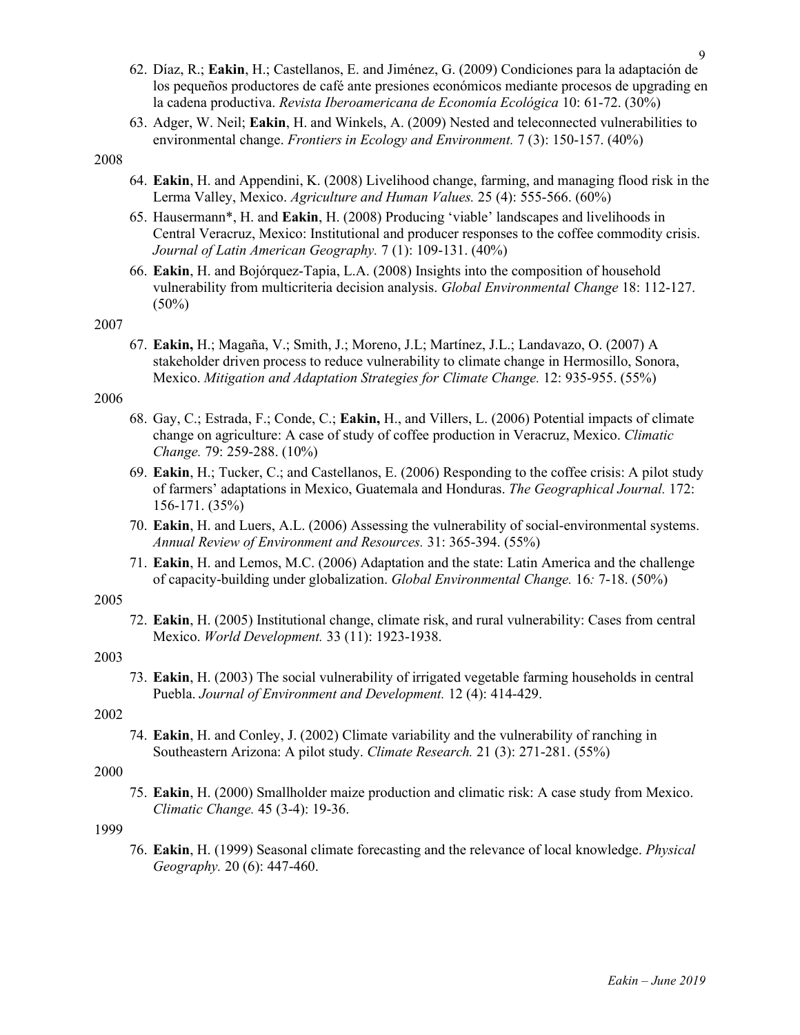62. Díaz, R.; **Eakin**, H.; Castellanos, E. and Jiménez, G. (2009) Condiciones para la adaptación de los pequeños productores de café ante presiones económicos mediante procesos de upgrading en la cadena productiva. *Revista Iberoamericana de Economía Ecológica* 10: 61-72. (30%)
63. Adger, W. Neil; **Eakin**, H. and Winkels, A. (2009) Nested and teleconnected vulnerabilities to environmental change. *Frontiers in Ecology and Environment.* 7 (3): 150-157. (40%)

2008

64. **Eakin**, H. and Appendini, K. (2008) Livelihood change, farming, and managing flood risk in the Lerma Valley, Mexico. *Agriculture and Human Values.* 25 (4): 555-566. (60%)
65. Hausermann*, H. and **Eakin**, H. (2008) Producing 'viable' landscapes and livelihoods in Central Veracruz, Mexico: Institutional and producer responses to the coffee commodity crisis. *Journal of Latin American Geography.* 7 (1): 109-131. (40%)
66. **Eakin**, H. and Bojórquez-Tapia, L.A. (2008) Insights into the composition of household vulnerability from multicriteria decision analysis. *Global Environmental Change* 18: 112-127. (50%)

2007

67. **Eakin,** H.; Magaña, V.; Smith, J.; Moreno, J.L; Martínez, J.L.; Landavazo, O. (2007) A stakeholder driven process to reduce vulnerability to climate change in Hermosillo, Sonora, Mexico. *Mitigation and Adaptation Strategies for Climate Change.* 12: 935-955. (55%)

2006

68. Gay, C.; Estrada, F.; Conde, C.; **Eakin,** H., and Villers, L. (2006) Potential impacts of climate change on agriculture: A case of study of coffee production in Veracruz, Mexico. *Climatic Change.* 79: 259-288. (10%)
69. **Eakin**, H.; Tucker, C.; and Castellanos, E. (2006) Responding to the coffee crisis: A pilot study of farmers' adaptations in Mexico, Guatemala and Honduras. *The Geographical Journal.* 172: 156-171. (35%)
70. **Eakin**, H. and Luers, A.L. (2006) Assessing the vulnerability of social-environmental systems. *Annual Review of Environment and Resources.* 31: 365-394. (55%)
71. **Eakin**, H. and Lemos, M.C. (2006) Adaptation and the state: Latin America and the challenge of capacity-building under globalization. *Global Environmental Change.* 16*:* 7-18. (50%)

2005

72. **Eakin**, H. (2005) Institutional change, climate risk, and rural vulnerability: Cases from central Mexico. *World Development.* 33 (11): 1923-1938.

2003

73. **Eakin**, H. (2003) The social vulnerability of irrigated vegetable farming households in central Puebla. *Journal of Environment and Development.* 12 (4): 414-429.

2002

74. **Eakin**, H. and Conley, J. (2002) Climate variability and the vulnerability of ranching in Southeastern Arizona: A pilot study. *Climate Research.* 21 (3): 271-281. (55%)

2000

75. **Eakin**, H. (2000) Smallholder maize production and climatic risk: A case study from Mexico. *Climatic Change.* 45 (3-4): 19-36.

1999

76. **Eakin**, H. (1999) Seasonal climate forecasting and the relevance of local knowledge. *Physical Geography.* 20 (6): 447-460.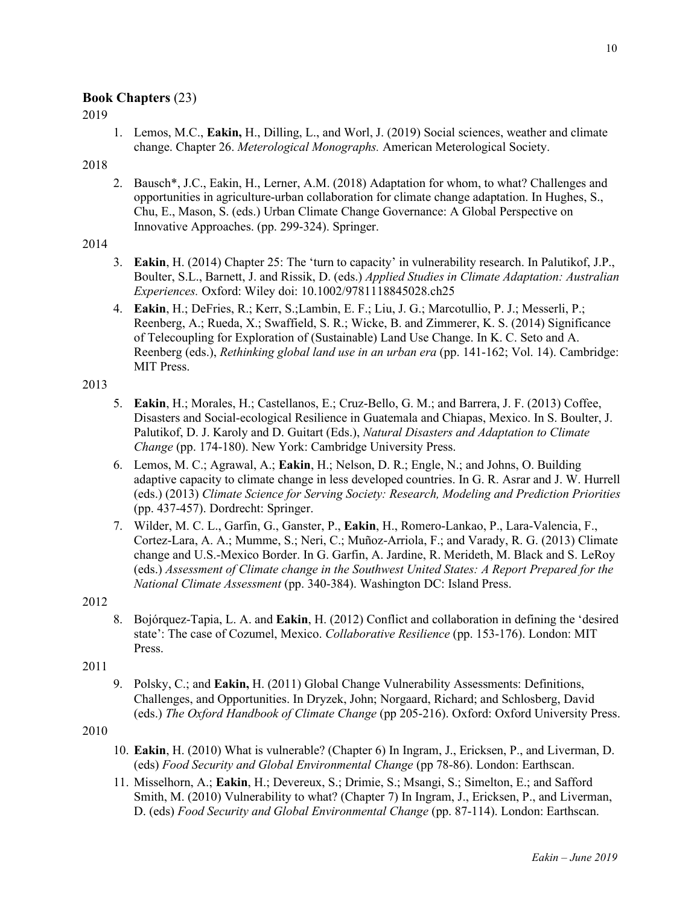## **Book Chapters** (23)

2019

1. Lemos, M.C., **Eakin,** H., Dilling, L., and Worl, J. (2019) Social sciences, weather and climate change. Chapter 26. *Meterological Monographs.* American Meterological Society.

2018

2. Bausch*, J.C., Eakin, H., Lerner, A.M. (2018) Adaptation for whom, to what? Challenges and opportunities in agriculture-urban collaboration for climate change adaptation. In Hughes, S., Chu, E., Mason, S. (eds.) Urban Climate Change Governance: A Global Perspective on Innovative Approaches. (pp. 299-324). Springer.

2014

3. **Eakin**, H. (2014) Chapter 25: The 'turn to capacity' in vulnerability research. In Palutikof, J.P., Boulter, S.L., Barnett, J. and Rissik, D. (eds.) *Applied Studies in Climate Adaptation: Australian Experiences.* Oxford: Wiley doi: 10.1002/9781118845028.ch25
4. **Eakin**, H.; DeFries, R.; Kerr, S.;Lambin, E. F.; Liu, J. G.; Marcotullio, P. J.; Messerli, P.; Reenberg, A.; Rueda, X.; Swaffield, S. R.; Wicke, B. and Zimmerer, K. S. (2014) Significance of Telecoupling for Exploration of (Sustainable) Land Use Change. In K. C. Seto and A. Reenberg (eds.), *Rethinking global land use in an urban era* (pp. 141-162; Vol. 14). Cambridge: MIT Press.

2013

5. **Eakin**, H.; Morales, H.; Castellanos, E.; Cruz-Bello, G. M.; and Barrera, J. F. (2013) Coffee, Disasters and Social-ecological Resilience in Guatemala and Chiapas, Mexico. In S. Boulter, J. Palutikof, D. J. Karoly and D. Guitart (Eds.), *Natural Disasters and Adaptation to Climate Change* (pp. 174-180). New York: Cambridge University Press.
6. Lemos, M. C.; Agrawal, A.; **Eakin**, H.; Nelson, D. R.; Engle, N.; and Johns, O. Building adaptive capacity to climate change in less developed countries. In G. R. Asrar and J. W. Hurrell (eds.) (2013) *Climate Science for Serving Society: Research, Modeling and Prediction Priorities* (pp. 437-457). Dordrecht: Springer.
7. Wilder, M. C. L., Garfin, G., Ganster, P., **Eakin**, H., Romero-Lankao, P., Lara-Valencia, F., Cortez-Lara, A. A.; Mumme, S.; Neri, C.; Muñoz-Arriola, F.; and Varady, R. G. (2013) Climate change and U.S.-Mexico Border. In G. Garfin, A. Jardine, R. Merideth, M. Black and S. LeRoy (eds.) *Assessment of Climate change in the Southwest United States: A Report Prepared for the National Climate Assessment* (pp. 340-384). Washington DC: Island Press.

2012

8. Bojórquez-Tapia, L. A. and **Eakin**, H. (2012) Conflict and collaboration in defining the 'desired state': The case of Cozumel, Mexico. *Collaborative Resilience* (pp. 153-176). London: MIT Press.

2011

9. Polsky, C.; and **Eakin,** H. (2011) Global Change Vulnerability Assessments: Definitions, Challenges, and Opportunities. In Dryzek, John; Norgaard, Richard; and Schlosberg, David (eds.) *The Oxford Handbook of Climate Change* (pp 205-216). Oxford: Oxford University Press.

2010

10. **Eakin**, H. (2010) What is vulnerable? (Chapter 6) In Ingram, J., Ericksen, P., and Liverman, D. (eds) *Food Security and Global Environmental Change* (pp 78-86). London: Earthscan.
11. Misselhorn, A.; **Eakin**, H.; Devereux, S.; Drimie, S.; Msangi, S.; Simelton, E.; and Safford Smith, M. (2010) Vulnerability to what? (Chapter 7) In Ingram, J., Ericksen, P., and Liverman, D. (eds) *Food Security and Global Environmental Change* (pp. 87-114). London: Earthscan.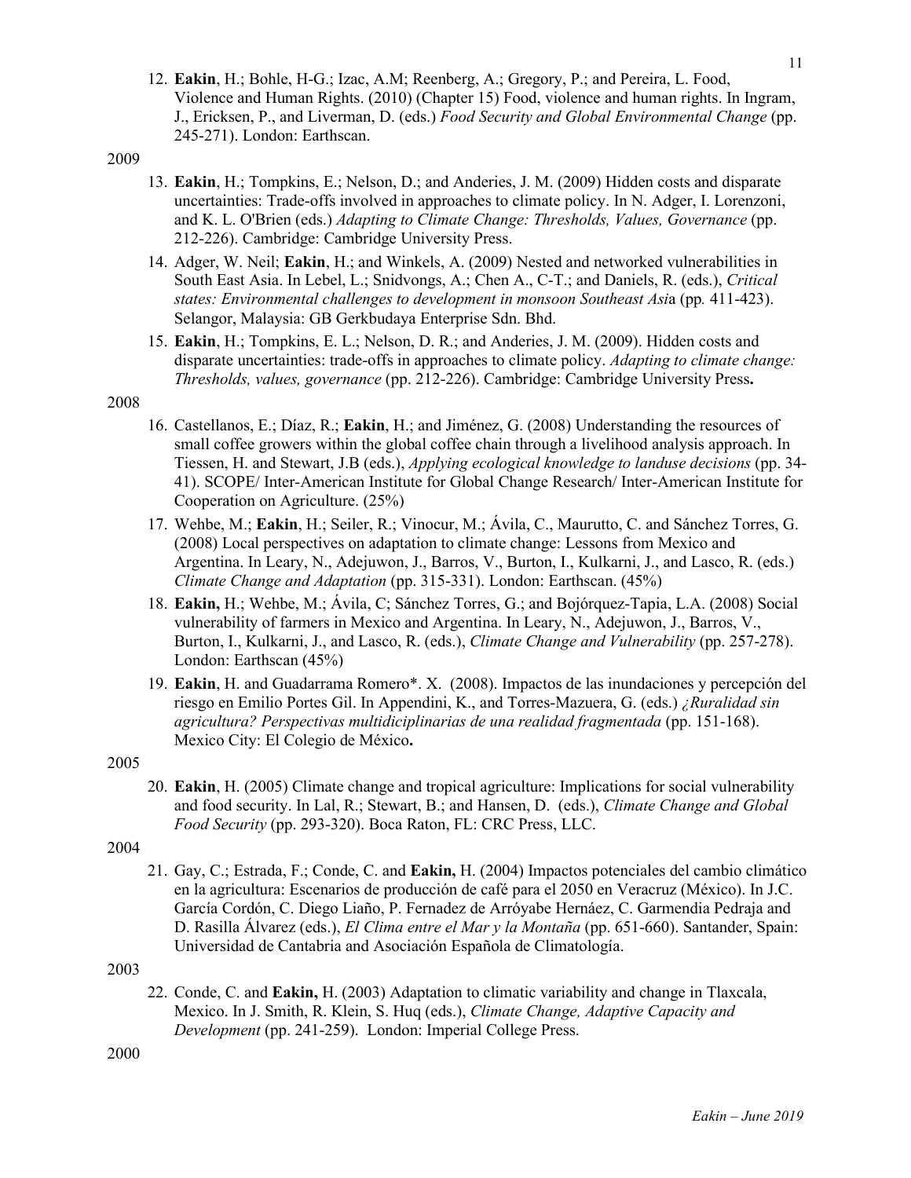12. **Eakin**, H.; Bohle, H-G.; Izac, A.M; Reenberg, A.; Gregory, P.; and Pereira, L. Food, Violence and Human Rights. (2010) (Chapter 15) Food, violence and human rights. In Ingram, J., Ericksen, P., and Liverman, D. (eds.) *Food Security and Global Environmental Change* (pp. 245-271). London: Earthscan.

2009

13. **Eakin**, H.; Tompkins, E.; Nelson, D.; and Anderies, J. M. (2009) Hidden costs and disparate uncertainties: Trade-offs involved in approaches to climate policy. In N. Adger, I. Lorenzoni, and K. L. O'Brien (eds.) *Adapting to Climate Change: Thresholds, Values, Governance* (pp. 212-226). Cambridge: Cambridge University Press.
14. Adger, W. Neil; **Eakin**, H.; and Winkels, A. (2009) Nested and networked vulnerabilities in South East Asia. In Lebel, L.; Snidvongs, A.; Chen A., C-T.; and Daniels, R. (eds.), *Critical states: Environmental challenges to development in monsoon Southeast Asi*a (pp*.* 411-423). Selangor, Malaysia: GB Gerkbudaya Enterprise Sdn. Bhd.
15. **Eakin**, H.; Tompkins, E. L.; Nelson, D. R.; and Anderies, J. M. (2009). Hidden costs and disparate uncertainties: trade-offs in approaches to climate policy. *Adapting to climate change: Thresholds, values, governance* (pp. 212-226). Cambridge: Cambridge University Press**.**

2008

16. Castellanos, E.; Díaz, R.; **Eakin**, H.; and Jiménez, G. (2008) Understanding the resources of small coffee growers within the global coffee chain through a livelihood analysis approach. In Tiessen, H. and Stewart, J.B (eds.), *Applying ecological knowledge to landuse decisions* (pp. 34-41). SCOPE/ Inter-American Institute for Global Change Research/ Inter-American Institute for Cooperation on Agriculture. (25%)
17. Wehbe, M.; **Eakin**, H.; Seiler, R.; Vinocur, M.; Ávila, C., Maurutto, C. and Sánchez Torres, G. (2008) Local perspectives on adaptation to climate change: Lessons from Mexico and Argentina. In Leary, N., Adejuwon, J., Barros, V., Burton, I., Kulkarni, J., and Lasco, R. (eds.) *Climate Change and Adaptation* (pp. 315-331). London: Earthscan. (45%)
18. **Eakin,** H.; Wehbe, M.; Ávila, C; Sánchez Torres, G.; and Bojórquez-Tapia, L.A. (2008) Social vulnerability of farmers in Mexico and Argentina. In Leary, N., Adejuwon, J., Barros, V., Burton, I., Kulkarni, J., and Lasco, R. (eds.), *Climate Change and Vulnerability* (pp. 257-278). London: Earthscan (45%)
19. **Eakin**, H. and Guadarrama Romero*. X. (2008). Impactos de las inundaciones y percepción del riesgo en Emilio Portes Gil. In Appendini, K., and Torres-Mazuera, G. (eds.) *¿Ruralidad sin agricultura? Perspectivas multidiciplinarias de una realidad fragmentada* (pp. 151-168). Mexico City: El Colegio de México**.**

2005

20. **Eakin**, H. (2005) Climate change and tropical agriculture: Implications for social vulnerability and food security. In Lal, R.; Stewart, B.; and Hansen, D. (eds.), *Climate Change and Global Food Security* (pp. 293-320). Boca Raton, FL: CRC Press, LLC.

2004

21. Gay, C.; Estrada, F.; Conde, C. and **Eakin,** H. (2004) Impactos potenciales del cambio climático en la agricultura: Escenarios de producción de café para el 2050 en Veracruz (México). In J.C. García Cordón, C. Diego Liaño, P. Fernadez de Arróyabe Hernáez, C. Garmendia Pedraja and D. Rasilla Álvarez (eds.), *El Clima entre el Mar y la Montaña* (pp. 651-660). Santander, Spain: Universidad de Cantabria and Asociación Española de Climatología.

2003

22. Conde, C. and **Eakin,** H. (2003) Adaptation to climatic variability and change in Tlaxcala, Mexico. In J. Smith, R. Klein, S. Huq (eds.), *Climate Change, Adaptive Capacity and Development* (pp. 241-259). London: Imperial College Press.

2000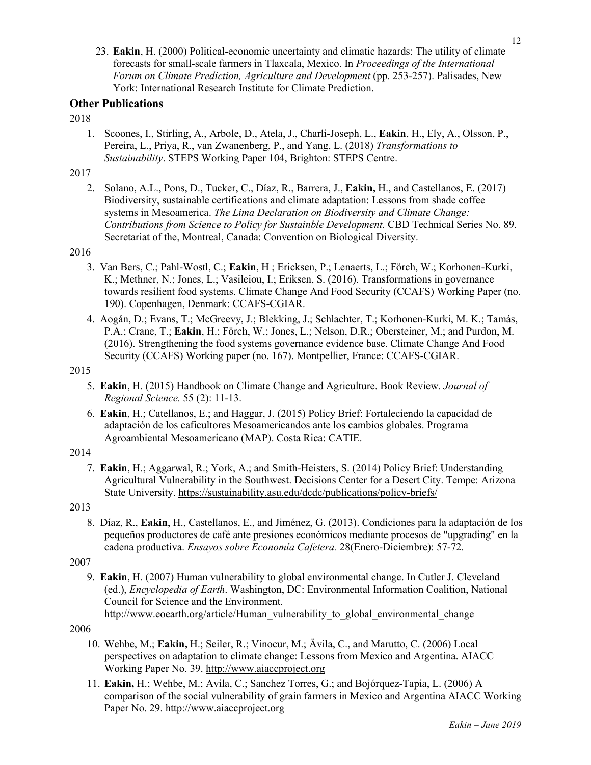23. **Eakin**, H. (2000) Political-economic uncertainty and climatic hazards: The utility of climate forecasts for small-scale farmers in Tlaxcala, Mexico. In *Proceedings of the International Forum on Climate Prediction, Agriculture and Development* (pp. 253-257). Palisades, New York: International Research Institute for Climate Prediction.

## Other Publications

2018

1. Scoones, I., Stirling, A., Arbole, D., Atela, J., Charli-Joseph, L., **Eakin**, H., Ely, A., Olsson, P., Pereira, L., Priya, R., van Zwanenberg, P., and Yang, L. (2018) *Transformations to Sustainability*. STEPS Working Paper 104, Brighton: STEPS Centre.

2017

2. Solano, A.L., Pons, D., Tucker, C., Díaz, R., Barrera, J., **Eakin,** H., and Castellanos, E. (2017) Biodiversity, sustainable certifications and climate adaptation: Lessons from shade coffee systems in Mesoamerica. *The Lima Declaration on Biodiversity and Climate Change: Contributions from Science to Policy for Sustainble Development.* CBD Technical Series No. 89. Secretariat of the, Montreal, Canada: Convention on Biological Diversity.

2016

3. Van Bers, C.; Pahl-Wostl, C.; **Eakin**, H ; Ericksen, P.; Lenaerts, L.; Förch, W.; Korhonen-Kurki, K.; Methner, N.; Jones, L.; Vasileiou, I.; Eriksen, S. (2016). Transformations in governance towards resilient food systems. Climate Change And Food Security (CCAFS) Working Paper (no. 190). Copenhagen, Denmark: CCAFS-CGIAR.

4. Aogán, D.; Evans, T.; McGreevy, J.; Blekking, J.; Schlachter, T.; Korhonen-Kurki, M. K.; Tamás, P.A.; Crane, T.; **Eakin**, H.; Förch, W.; Jones, L.; Nelson, D.R.; Obersteiner, M.; and Purdon, M. (2016). Strengthening the food systems governance evidence base. Climate Change And Food Security (CCAFS) Working paper (no. 167). Montpellier, France: CCAFS-CGIAR.

2015

5. **Eakin**, H. (2015) Handbook on Climate Change and Agriculture. Book Review. *Journal of Regional Science.* 55 (2): 11-13.

6. **Eakin**, H.; Catellanos, E.; and Haggar, J. (2015) Policy Brief: Fortaleciendo la capacidad de adaptación de los caficultores Mesoamericandos ante los cambios globales. Programa Agroambiental Mesoamericano (MAP). Costa Rica: CATIE.

2014

7. **Eakin**, H.; Aggarwal, R.; York, A.; and Smith-Heisters, S. (2014) Policy Brief: Understanding Agricultural Vulnerability in the Southwest. Decisions Center for a Desert City. Tempe: Arizona State University. https://sustainability.asu.edu/dcdc/publications/policy-briefs/

2013

8. Díaz, R., **Eakin**, H., Castellanos, E., and Jiménez, G. (2013). Condiciones para la adaptación de los pequeños productores de café ante presiones económicos mediante procesos de "upgrading" en la cadena productiva. *Ensayos sobre Economía Cafetera.* 28(Enero-Diciembre): 57-72.

2007

9. **Eakin**, H. (2007) Human vulnerability to global environmental change. In Cutler J. Cleveland (ed.), *Encyclopedia of Earth*. Washington, DC: Environmental Information Coalition, National Council for Science and the Environment. http://www.eoearth.org/article/Human_vulnerability_to_global_environmental_change

2006

10. Wehbe, M.; **Eakin,** H.; Seiler, R.; Vinocur, M.; Ävila, C., and Marutto, C. (2006) Local perspectives on adaptation to climate change: Lessons from Mexico and Argentina. AIACC Working Paper No. 39. http://www.aiaccproject.org

11. **Eakin,** H.; Wehbe, M.; Avila, C.; Sanchez Torres, G.; and Bojórquez-Tapia, L. (2006) A comparison of the social vulnerability of grain farmers in Mexico and Argentina AIACC Working Paper No. 29. http://www.aiaccproject.org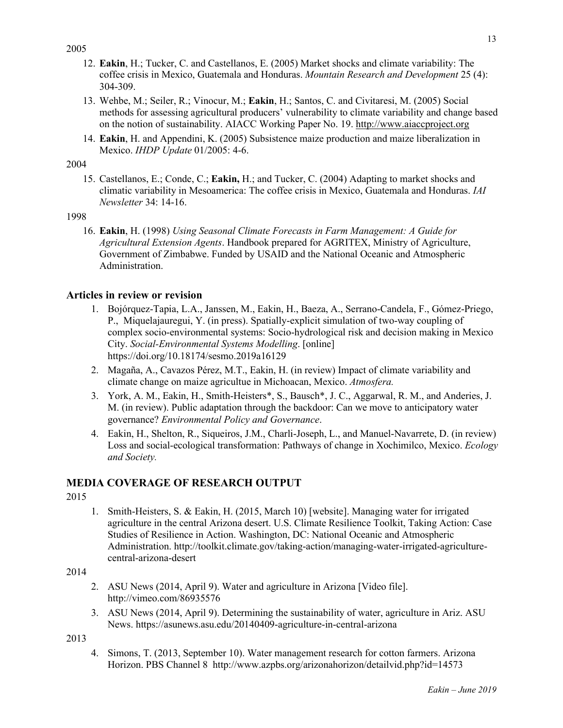2005

12. **Eakin**, H.; Tucker, C. and Castellanos, E. (2005) Market shocks and climate variability: The coffee crisis in Mexico, Guatemala and Honduras. *Mountain Research and Development* 25 (4): 304-309.
13. Wehbe, M.; Seiler, R.; Vinocur, M.; **Eakin**, H.; Santos, C. and Civitaresi, M. (2005) Social methods for assessing agricultural producers' vulnerability to climate variability and change based on the notion of sustainability. AIACC Working Paper No. 19. http://www.aiaccproject.org
14. **Eakin**, H. and Appendini, K. (2005) Subsistence maize production and maize liberalization in Mexico. *IHDP Update* 01/2005: 4-6.

2004

15. Castellanos, E.; Conde, C.; **Eakin,** H.; and Tucker, C. (2004) Adapting to market shocks and climatic variability in Mesoamerica: The coffee crisis in Mexico, Guatemala and Honduras. *IAI Newsletter* 34: 14-16.

1998

16. **Eakin**, H. (1998) *Using Seasonal Climate Forecasts in Farm Management: A Guide for Agricultural Extension Agents*. Handbook prepared for AGRITEX, Ministry of Agriculture, Government of Zimbabwe. Funded by USAID and the National Oceanic and Atmospheric Administration.

### Articles in review or revision

1. Bojórquez-Tapia, L.A., Janssen, M., Eakin, H., Baeza, A., Serrano-Candela, F., Gómez-Priego, P., Miquelajauregui, Y. (in press). Spatially-explicit simulation of two-way coupling of complex socio-environmental systems: Socio-hydrological risk and decision making in Mexico City. *Social-Environmental Systems Modelling*. [online] https://doi.org/10.18174/sesmo.2019a16129
2. Magaña, A., Cavazos Pérez, M.T., Eakin, H. (in review) Impact of climate variability and climate change on maize agricultue in Michoacan, Mexico. *Atmosfera.*
3. York, A. M., Eakin, H., Smith-Heisters*, S., Bausch*, J. C., Aggarwal, R. M., and Anderies, J. M. (in review). Public adaptation through the backdoor: Can we move to anticipatory water governance? *Environmental Policy and Governance*.
4. Eakin, H., Shelton, R., Siqueiros, J.M., Charli-Joseph, L., and Manuel-Navarrete, D. (in review) Loss and social-ecological transformation: Pathways of change in Xochimilco, Mexico. *Ecology and Society.*

## MEDIA COVERAGE OF RESEARCH OUTPUT

2015

1. Smith-Heisters, S. & Eakin, H. (2015, March 10) [website]. Managing water for irrigated agriculture in the central Arizona desert. U.S. Climate Resilience Toolkit, Taking Action: Case Studies of Resilience in Action. Washington, DC: National Oceanic and Atmospheric Administration. http://toolkit.climate.gov/taking-action/managing-water-irrigated-agriculture-central-arizona-desert

2014

2. ASU News (2014, April 9). Water and agriculture in Arizona [Video file]. http://vimeo.com/86935576
3. ASU News (2014, April 9). Determining the sustainability of water, agriculture in Ariz. ASU News. https://asunews.asu.edu/20140409-agriculture-in-central-arizona

2013

4. Simons, T. (2013, September 10). Water management research for cotton farmers. Arizona Horizon. PBS Channel 8 http://www.azpbs.org/arizonahorizon/detailvid.php?id=14573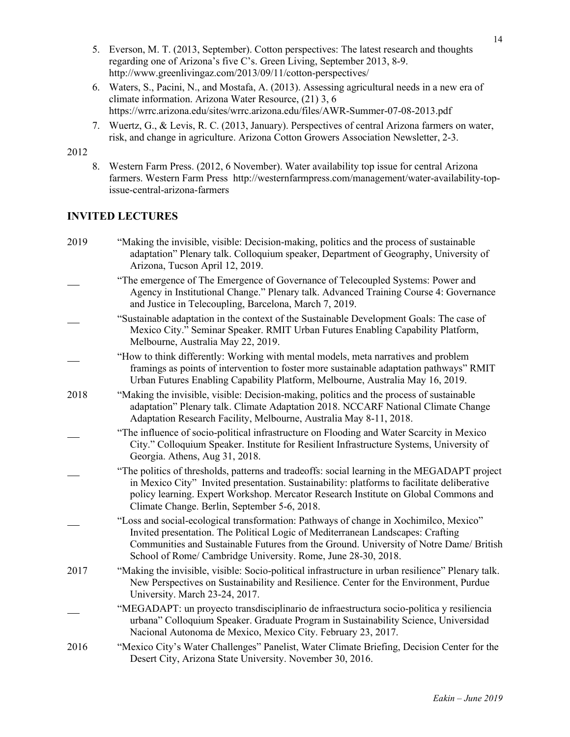5. Everson, M. T. (2013, September). Cotton perspectives: The latest research and thoughts regarding one of Arizona's five C's. Green Living, September 2013, 8-9. http://www.greenlivingaz.com/2013/09/11/cotton-perspectives/
6. Waters, S., Pacini, N., and Mostafa, A. (2013). Assessing agricultural needs in a new era of climate information. Arizona Water Resource, (21) 3, 6 https://wrrc.arizona.edu/sites/wrrc.arizona.edu/files/AWR-Summer-07-08-2013.pdf
7. Wuertz, G., & Levis, R. C. (2013, January). Perspectives of central Arizona farmers on water, risk, and change in agriculture. Arizona Cotton Growers Association Newsletter, 2-3.

2012

8. Western Farm Press. (2012, 6 November). Water availability top issue for central Arizona farmers. Western Farm Press http://westernfarmpress.com/management/water-availability-top-issue-central-arizona-farmers

## INVITED LECTURES

2019 "Making the invisible, visible: Decision-making, politics and the process of sustainable adaptation" Plenary talk. Colloquium speaker, Department of Geography, University of Arizona, Tucson April 12, 2019.

___ "The emergence of The Emergence of Governance of Telecoupled Systems: Power and Agency in Institutional Change." Plenary talk. Advanced Training Course 4: Governance and Justice in Telecoupling, Barcelona, March 7, 2019.

___ "Sustainable adaptation in the context of the Sustainable Development Goals: The case of Mexico City." Seminar Speaker. RMIT Urban Futures Enabling Capability Platform, Melbourne, Australia May 22, 2019.

___ "How to think differently: Working with mental models, meta narratives and problem framings as points of intervention to foster more sustainable adaptation pathways" RMIT Urban Futures Enabling Capability Platform, Melbourne, Australia May 16, 2019.

2018 "Making the invisible, visible: Decision-making, politics and the process of sustainable adaptation" Plenary talk. Climate Adaptation 2018. NCCARF National Climate Change Adaptation Research Facility, Melbourne, Australia May 8-11, 2018.

___ "The influence of socio-political infrastructure on Flooding and Water Scarcity in Mexico City." Colloquium Speaker. Institute for Resilient Infrastructure Systems, University of Georgia. Athens, Aug 31, 2018.

___ "The politics of thresholds, patterns and tradeoffs: social learning in the MEGADAPT project in Mexico City" Invited presentation. Sustainability: platforms to facilitate deliberative policy learning. Expert Workshop. Mercator Research Institute on Global Commons and Climate Change. Berlin, September 5-6, 2018.

___ "Loss and social-ecological transformation: Pathways of change in Xochimilco, Mexico" Invited presentation. The Political Logic of Mediterranean Landscapes: Crafting Communities and Sustainable Futures from the Ground. University of Notre Dame/ British School of Rome/ Cambridge University. Rome, June 28-30, 2018.

2017 "Making the invisible, visible: Socio-political infrastructure in urban resilience" Plenary talk. New Perspectives on Sustainability and Resilience. Center for the Environment, Purdue University. March 23-24, 2017.

___ "MEGADAPT: un proyecto transdisciplinario de infraestructura socio-politica y resiliencia urbana" Colloquium Speaker. Graduate Program in Sustainability Science, Universidad Nacional Autonoma de Mexico, Mexico City. February 23, 2017.

2016 "Mexico City's Water Challenges" Panelist, Water Climate Briefing, Decision Center for the Desert City, Arizona State University. November 30, 2016.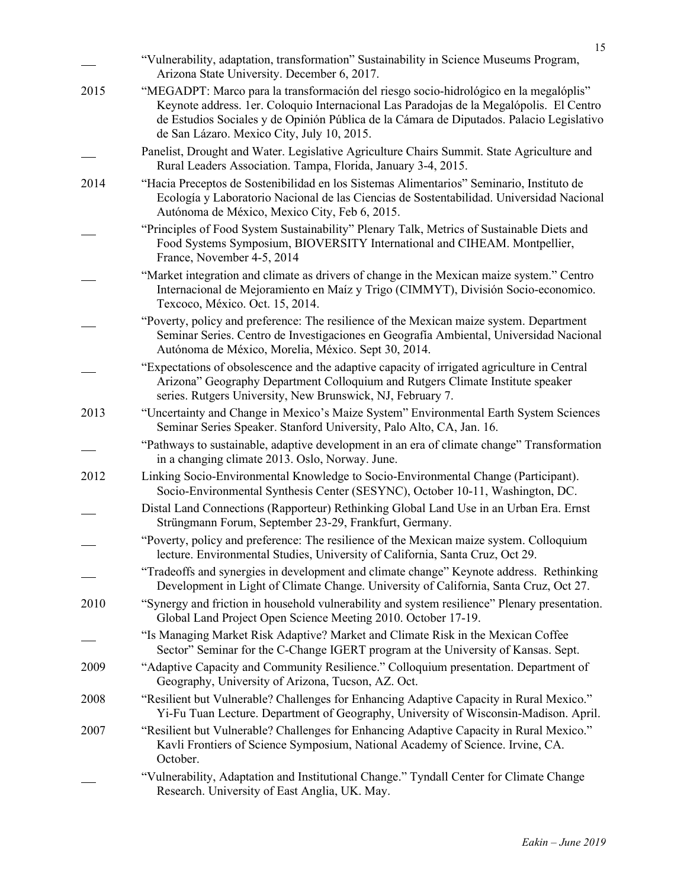| | |
|---|---|
| ___ | "Vulnerability, adaptation, transformation" Sustainability in Science Museums Program, Arizona State University. December 6, 2017. |
| 2015 | "MEGADPT: Marco para la transformación del riesgo socio-hidrológico en la megalóplis" Keynote address. 1er. Coloquio Internacional Las Paradojas de la Megalópolis. El Centro de Estudios Sociales y de Opinión Pública de la Cámara de Diputados. Palacio Legislativo de San Lázaro. Mexico City, July 10, 2015. |
| ___ | Panelist, Drought and Water. Legislative Agriculture Chairs Summit. State Agriculture and Rural Leaders Association. Tampa, Florida, January 3-4, 2015. |
| 2014 | "Hacia Preceptos de Sostenibilidad en los Sistemas Alimentarios" Seminario, Instituto de Ecología y Laboratorio Nacional de las Ciencias de Sostentabilidad. Universidad Nacional Autónoma de México, Mexico City, Feb 6, 2015. |
| ___ | "Principles of Food System Sustainability" Plenary Talk, Metrics of Sustainable Diets and Food Systems Symposium, BIOVERSITY International and CIHEAM. Montpellier, France, November 4-5, 2014 |
| ___ | "Market integration and climate as drivers of change in the Mexican maize system." Centro Internacional de Mejoramiento en Maíz y Trigo (CIMMYT), División Socio-economico. Texcoco, México. Oct. 15, 2014. |
| ___ | "Poverty, policy and preference: The resilience of the Mexican maize system. Department Seminar Series. Centro de Investigaciones en Geografía Ambiental, Universidad Nacional Autónoma de México, Morelia, México. Sept 30, 2014. |
| ___ | "Expectations of obsolescence and the adaptive capacity of irrigated agriculture in Central Arizona" Geography Department Colloquium and Rutgers Climate Institute speaker series. Rutgers University, New Brunswick, NJ, February 7. |
| 2013 | "Uncertainty and Change in Mexico's Maize System" Environmental Earth System Sciences Seminar Series Speaker. Stanford University, Palo Alto, CA, Jan. 16. |
| ___ | "Pathways to sustainable, adaptive development in an era of climate change" Transformation in a changing climate 2013. Oslo, Norway. June. |
| 2012 | Linking Socio-Environmental Knowledge to Socio-Environmental Change (Participant). Socio-Environmental Synthesis Center (SESYNC), October 10-11, Washington, DC. |
| ___ | Distal Land Connections (Rapporteur) Rethinking Global Land Use in an Urban Era. Ernst Strüngmann Forum, September 23-29, Frankfurt, Germany. |
| ___ | "Poverty, policy and preference: The resilience of the Mexican maize system. Colloquium lecture. Environmental Studies, University of California, Santa Cruz, Oct 29. |
| ___ | "Tradeoffs and synergies in development and climate change" Keynote address. Rethinking Development in Light of Climate Change. University of California, Santa Cruz, Oct 27. |
| 2010 | "Synergy and friction in household vulnerability and system resilience" Plenary presentation. Global Land Project Open Science Meeting 2010. October 17-19. |
| ___ | "Is Managing Market Risk Adaptive? Market and Climate Risk in the Mexican Coffee Sector" Seminar for the C-Change IGERT program at the University of Kansas. Sept. |
| 2009 | "Adaptive Capacity and Community Resilience." Colloquium presentation. Department of Geography, University of Arizona, Tucson, AZ. Oct. |
| 2008 | "Resilient but Vulnerable? Challenges for Enhancing Adaptive Capacity in Rural Mexico." Yi-Fu Tuan Lecture. Department of Geography, University of Wisconsin-Madison. April. |
| 2007 | "Resilient but Vulnerable? Challenges for Enhancing Adaptive Capacity in Rural Mexico." Kavli Frontiers of Science Symposium, National Academy of Science. Irvine, CA. October. |
| ___ | "Vulnerability, Adaptation and Institutional Change." Tyndall Center for Climate Change Research. University of East Anglia, UK. May. |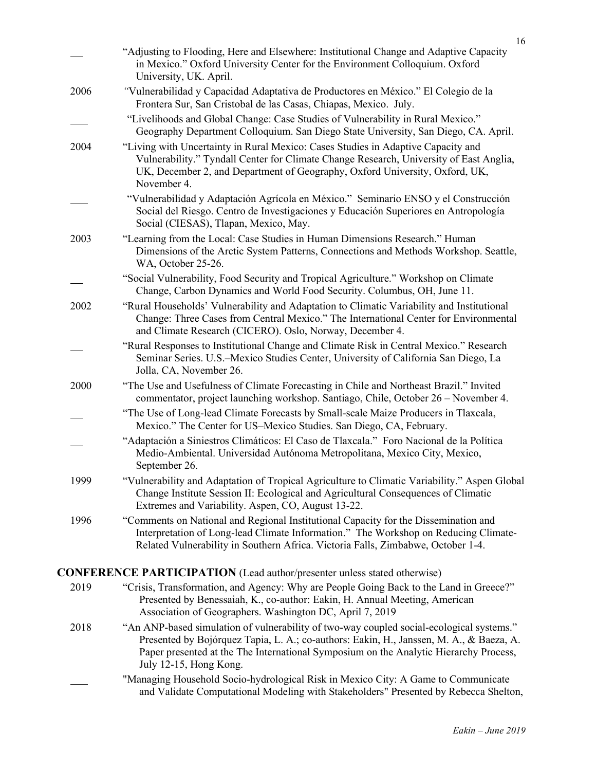| | |
|---|---|
| ___ | "Adjusting to Flooding, Here and Elsewhere: Institutional Change and Adaptive Capacity in Mexico." Oxford University Center for the Environment Colloquium. Oxford University, UK. April. |
| 2006 | "Vulnerabilidad y Capacidad Adaptativa de Productores en México." El Colegio de la Frontera Sur, San Cristobal de las Casas, Chiapas, Mexico. July. |
| ___ | "Livelihoods and Global Change: Case Studies of Vulnerability in Rural Mexico." Geography Department Colloquium. San Diego State University, San Diego, CA. April. |
| 2004 | "Living with Uncertainty in Rural Mexico: Cases Studies in Adaptive Capacity and Vulnerability." Tyndall Center for Climate Change Research, University of East Anglia, UK, December 2, and Department of Geography, Oxford University, Oxford, UK, November 4. |
| ___ | "Vulnerabilidad y Adaptación Agrícola en México." Seminario ENSO y el Construcción Social del Riesgo. Centro de Investigaciones y Educación Superiores en Antropología Social (CIESAS), Tlapan, Mexico, May. |
| 2003 | "Learning from the Local: Case Studies in Human Dimensions Research." Human Dimensions of the Arctic System Patterns, Connections and Methods Workshop. Seattle, WA, October 25-26. |
| ___ | "Social Vulnerability, Food Security and Tropical Agriculture." Workshop on Climate Change, Carbon Dynamics and World Food Security. Columbus, OH, June 11. |
| 2002 | "Rural Households' Vulnerability and Adaptation to Climatic Variability and Institutional Change: Three Cases from Central Mexico." The International Center for Environmental and Climate Research (CICERO). Oslo, Norway, December 4. |
| ___ | "Rural Responses to Institutional Change and Climate Risk in Central Mexico." Research Seminar Series. U.S.–Mexico Studies Center, University of California San Diego, La Jolla, CA, November 26. |
| 2000 | "The Use and Usefulness of Climate Forecasting in Chile and Northeast Brazil." Invited commentator, project launching workshop. Santiago, Chile, October 26 – November 4. |
| ___ | "The Use of Long-lead Climate Forecasts by Small-scale Maize Producers in Tlaxcala, Mexico." The Center for US–Mexico Studies. San Diego, CA, February. |
| ___ | "Adaptación a Siniestros Climáticos: El Caso de Tlaxcala." Foro Nacional de la Política Medio-Ambiental. Universidad Autónoma Metropolitana, Mexico City, Mexico, September 26. |
| 1999 | "Vulnerability and Adaptation of Tropical Agriculture to Climatic Variability." Aspen Global Change Institute Session II: Ecological and Agricultural Consequences of Climatic Extremes and Variability. Aspen, CO, August 13-22. |
| 1996 | "Comments on National and Regional Institutional Capacity for the Dissemination and Interpretation of Long-lead Climate Information." The Workshop on Reducing Climate-Related Vulnerability in Southern Africa. Victoria Falls, Zimbabwe, October 1-4. |

## CONFERENCE PARTICIPATION (Lead author/presenter unless stated otherwise)

| | |
|---|---|
| 2019 | "Crisis, Transformation, and Agency: Why are People Going Back to the Land in Greece?" Presented by Benessaiah, K., co-author: Eakin, H. Annual Meeting, American Association of Geographers. Washington DC, April 7, 2019 |
| 2018 | "An ANP-based simulation of vulnerability of two-way coupled social-ecological systems." Presented by Bojórquez Tapia, L. A.; co-authors: Eakin, H., Janssen, M. A., & Baeza, A. Paper presented at the The International Symposium on the Analytic Hierarchy Process, July 12-15, Hong Kong. |
| ___ | "Managing Household Socio-hydrological Risk in Mexico City: A Game to Communicate and Validate Computational Modeling with Stakeholders" Presented by Rebecca Shelton, |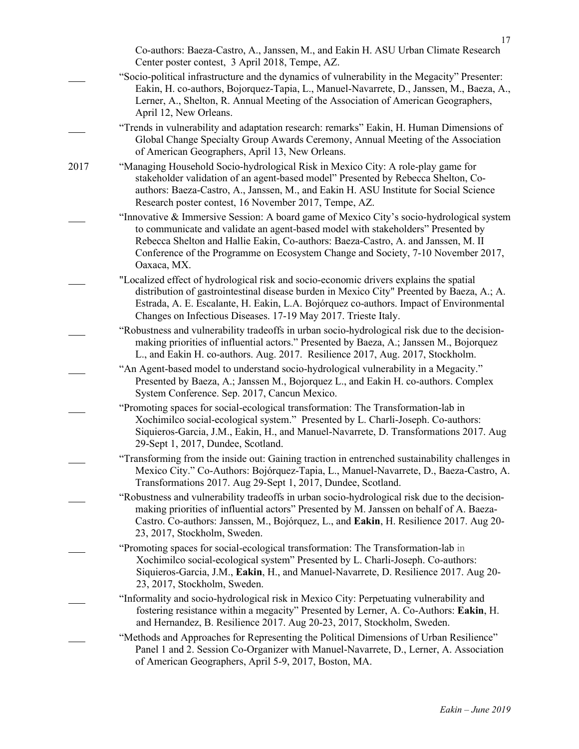Co-authors: Baeza-Castro, A., Janssen, M., and Eakin H. ASU Urban Climate Research Center poster contest, 3 April 2018, Tempe, AZ.

___ "Socio-political infrastructure and the dynamics of vulnerability in the Megacity" Presenter: Eakin, H. co-authors, Bojorquez-Tapia, L., Manuel-Navarrete, D., Janssen, M., Baeza, A., Lerner, A., Shelton, R. Annual Meeting of the Association of American Geographers, April 12, New Orleans.

___ "Trends in vulnerability and adaptation research: remarks" Eakin, H. Human Dimensions of Global Change Specialty Group Awards Ceremony, Annual Meeting of the Association of American Geographers, April 13, New Orleans.

2017 "Managing Household Socio-hydrological Risk in Mexico City: A role-play game for stakeholder validation of an agent-based model" Presented by Rebecca Shelton, Co-authors: Baeza-Castro, A., Janssen, M., and Eakin H. ASU Institute for Social Science Research poster contest, 16 November 2017, Tempe, AZ.

___ "Innovative & Immersive Session: A board game of Mexico City's socio-hydrological system to communicate and validate an agent-based model with stakeholders" Presented by Rebecca Shelton and Hallie Eakin, Co-authors: Baeza-Castro, A. and Janssen, M. II Conference of the Programme on Ecosystem Change and Society, 7-10 November 2017, Oaxaca, MX.

___ "Localized effect of hydrological risk and socio-economic drivers explains the spatial distribution of gastrointestinal disease burden in Mexico City" Preented by Baeza, A.; A. Estrada, A. E. Escalante, H. Eakin, L.A. Bojórquez co-authors. Impact of Environmental Changes on Infectious Diseases. 17-19 May 2017. Trieste Italy.

___ "Robustness and vulnerability tradeoffs in urban socio-hydrological risk due to the decision-making priorities of influential actors." Presented by Baeza, A.; Janssen M., Bojorquez L., and Eakin H. co-authors. Aug. 2017. Resilience 2017, Aug. 2017, Stockholm.

___ "An Agent-based model to understand socio-hydrological vulnerability in a Megacity." Presented by Baeza, A.; Janssen M., Bojorquez L., and Eakin H. co-authors. Complex System Conference. Sep. 2017, Cancun Mexico.

___ "Promoting spaces for social-ecological transformation: The Transformation-lab in Xochimilco social-ecological system." Presented by L. Charli-Joseph. Co-authors: Siqueiros-Garcia, J.M., Eakin, H., and Manuel-Navarrete, D. Transformations 2017. Aug 29-Sept 1, 2017, Dundee, Scotland.

___ "Transforming from the inside out: Gaining traction in entrenched sustainability challenges in Mexico City." Co-Authors: Bojórquez-Tapia, L., Manuel-Navarrete, D., Baeza-Castro, A. Transformations 2017. Aug 29-Sept 1, 2017, Dundee, Scotland.

___ "Robustness and vulnerability tradeoffs in urban socio-hydrological risk due to the decision-making priorities of influential actors" Presented by M. Janssen on behalf of A. Baeza-Castro. Co-authors: Janssen, M., Bojórquez, L., and **Eakin**, H. Resilience 2017. Aug 20-23, 2017, Stockholm, Sweden.

___ "Promoting spaces for social-ecological transformation: The Transformation-lab in Xochimilco social-ecological system" Presented by L. Charli-Joseph. Co-authors: Siqueiros-Garcia, J.M., **Eakin**, H., and Manuel-Navarrete, D. Resilience 2017. Aug 20-23, 2017, Stockholm, Sweden.

___ "Informality and socio-hydrological risk in Mexico City: Perpetuating vulnerability and fostering resistance within a megacity" Presented by Lerner, A. Co-Authors: **Eakin**, H. and Hernandez, B. Resilience 2017. Aug 20-23, 2017, Stockholm, Sweden.

___ "Methods and Approaches for Representing the Political Dimensions of Urban Resilience" Panel 1 and 2. Session Co-Organizer with Manuel-Navarrete, D., Lerner, A. Association of American Geographers, April 5-9, 2017, Boston, MA.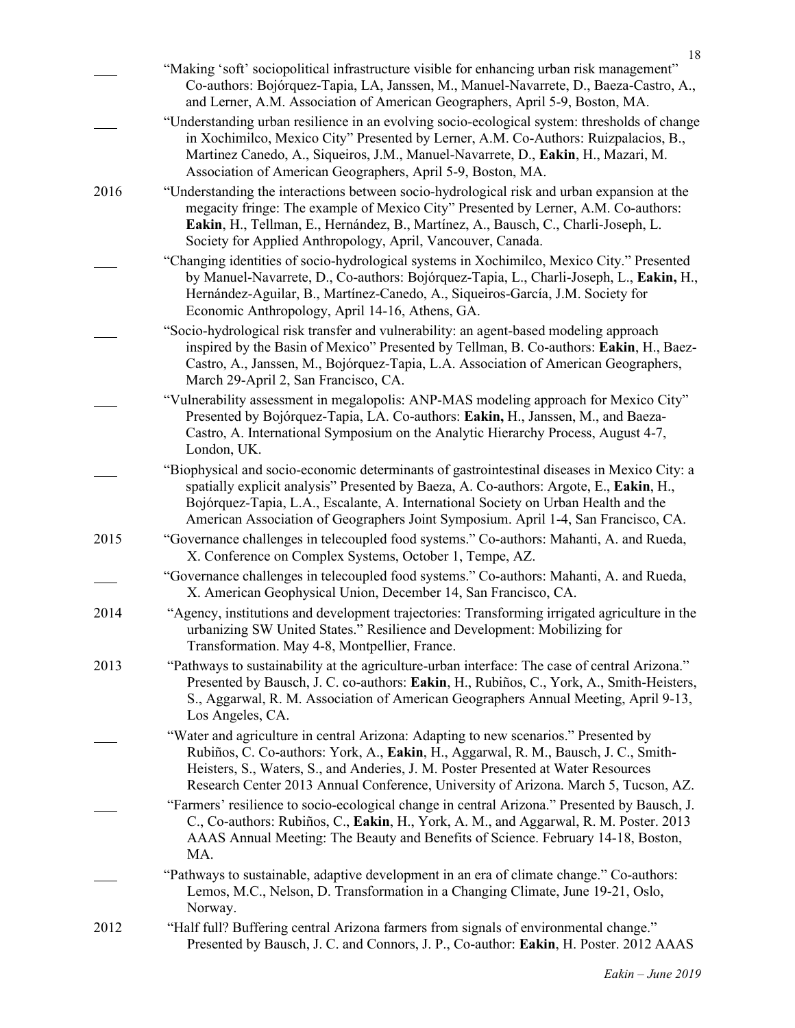___ "Making 'soft' sociopolitical infrastructure visible for enhancing urban risk management" Co-authors: Bojórquez-Tapia, LA, Janssen, M., Manuel-Navarrete, D., Baeza-Castro, A., and Lerner, A.M. Association of American Geographers, April 5-9, Boston, MA.

___ "Understanding urban resilience in an evolving socio-ecological system: thresholds of change in Xochimilco, Mexico City" Presented by Lerner, A.M. Co-Authors: Ruizpalacios, B., Martinez Canedo, A., Siqueiros, J.M., Manuel-Navarrete, D., **Eakin**, H., Mazari, M. Association of American Geographers, April 5-9, Boston, MA.

2016 "Understanding the interactions between socio-hydrological risk and urban expansion at the megacity fringe: The example of Mexico City" Presented by Lerner, A.M. Co-authors: **Eakin**, H., Tellman, E., Hernández, B., Martínez, A., Bausch, C., Charli-Joseph, L. Society for Applied Anthropology, April, Vancouver, Canada.

___ "Changing identities of socio-hydrological systems in Xochimilco, Mexico City." Presented by Manuel-Navarrete, D., Co-authors: Bojórquez-Tapia, L., Charli-Joseph, L., **Eakin,** H., Hernández-Aguilar, B., Martínez-Canedo, A., Siqueiros-García, J.M. Society for Economic Anthropology, April 14-16, Athens, GA.

___ "Socio-hydrological risk transfer and vulnerability: an agent-based modeling approach inspired by the Basin of Mexico" Presented by Tellman, B. Co-authors: **Eakin**, H., Baez-Castro, A., Janssen, M., Bojórquez-Tapia, L.A. Association of American Geographers, March 29-April 2, San Francisco, CA.

___ "Vulnerability assessment in megalopolis: ANP-MAS modeling approach for Mexico City" Presented by Bojórquez-Tapia, LA. Co-authors: **Eakin,** H., Janssen, M., and Baeza-Castro, A. International Symposium on the Analytic Hierarchy Process, August 4-7, London, UK.

___ "Biophysical and socio-economic determinants of gastrointestinal diseases in Mexico City: a spatially explicit analysis" Presented by Baeza, A. Co-authors: Argote, E., **Eakin**, H., Bojórquez-Tapia, L.A., Escalante, A. International Society on Urban Health and the American Association of Geographers Joint Symposium. April 1-4, San Francisco, CA.

2015 "Governance challenges in telecoupled food systems." Co-authors: Mahanti, A. and Rueda, X. Conference on Complex Systems, October 1, Tempe, AZ.

___ "Governance challenges in telecoupled food systems." Co-authors: Mahanti, A. and Rueda, X. American Geophysical Union, December 14, San Francisco, CA.

2014 "Agency, institutions and development trajectories: Transforming irrigated agriculture in the urbanizing SW United States." Resilience and Development: Mobilizing for Transformation. May 4-8, Montpellier, France.

2013 "Pathways to sustainability at the agriculture-urban interface: The case of central Arizona." Presented by Bausch, J. C. co-authors: **Eakin**, H., Rubiños, C., York, A., Smith-Heisters, S., Aggarwal, R. M. Association of American Geographers Annual Meeting, April 9-13, Los Angeles, CA.

___ "Water and agriculture in central Arizona: Adapting to new scenarios." Presented by Rubiños, C. Co-authors: York, A., **Eakin**, H., Aggarwal, R. M., Bausch, J. C., Smith-Heisters, S., Waters, S., and Anderies, J. M. Poster Presented at Water Resources Research Center 2013 Annual Conference, University of Arizona. March 5, Tucson, AZ.

___ "Farmers' resilience to socio-ecological change in central Arizona." Presented by Bausch, J. C., Co-authors: Rubiños, C., **Eakin**, H., York, A. M., and Aggarwal, R. M. Poster. 2013 AAAS Annual Meeting: The Beauty and Benefits of Science. February 14-18, Boston, MA.

___ "Pathways to sustainable, adaptive development in an era of climate change." Co-authors: Lemos, M.C., Nelson, D. Transformation in a Changing Climate, June 19-21, Oslo, Norway.

2012 "Half full? Buffering central Arizona farmers from signals of environmental change." Presented by Bausch, J. C. and Connors, J. P., Co-author: **Eakin**, H. Poster. 2012 AAAS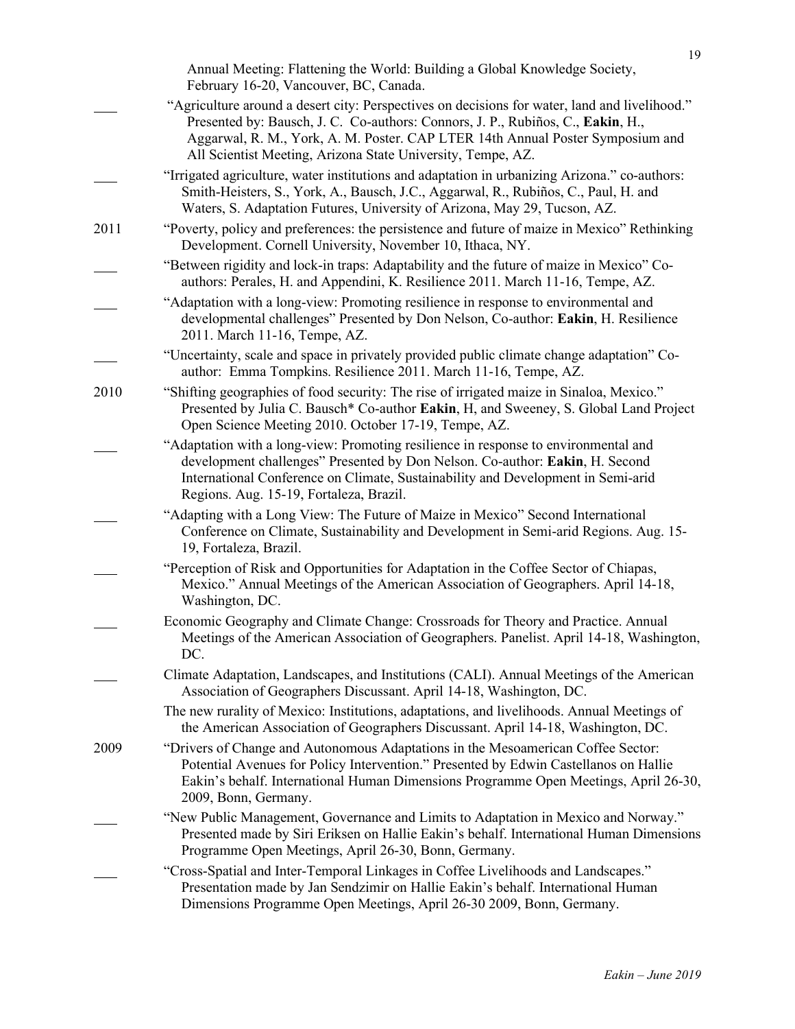Annual Meeting: Flattening the World: Building a Global Knowledge Society, February 16-20, Vancouver, BC, Canada.

___ "Agriculture around a desert city: Perspectives on decisions for water, land and livelihood." Presented by: Bausch, J. C. Co-authors: Connors, J. P., Rubiños, C., **Eakin**, H., Aggarwal, R. M., York, A. M. Poster. CAP LTER 14th Annual Poster Symposium and All Scientist Meeting, Arizona State University, Tempe, AZ.

___ "Irrigated agriculture, water institutions and adaptation in urbanizing Arizona." co-authors: Smith-Heisters, S., York, A., Bausch, J.C., Aggarwal, R., Rubiños, C., Paul, H. and Waters, S. Adaptation Futures, University of Arizona, May 29, Tucson, AZ.

2011 "Poverty, policy and preferences: the persistence and future of maize in Mexico" Rethinking Development. Cornell University, November 10, Ithaca, NY.

___ "Between rigidity and lock-in traps: Adaptability and the future of maize in Mexico" Co-authors: Perales, H. and Appendini, K. Resilience 2011. March 11-16, Tempe, AZ.

___ "Adaptation with a long-view: Promoting resilience in response to environmental and developmental challenges" Presented by Don Nelson, Co-author: **Eakin**, H. Resilience 2011. March 11-16, Tempe, AZ.

___ "Uncertainty, scale and space in privately provided public climate change adaptation" Co-author: Emma Tompkins. Resilience 2011. March 11-16, Tempe, AZ.

2010 "Shifting geographies of food security: The rise of irrigated maize in Sinaloa, Mexico." Presented by Julia C. Bausch* Co-author **Eakin**, H, and Sweeney, S. Global Land Project Open Science Meeting 2010. October 17-19, Tempe, AZ.

___ "Adaptation with a long-view: Promoting resilience in response to environmental and development challenges" Presented by Don Nelson. Co-author: **Eakin**, H. Second International Conference on Climate, Sustainability and Development in Semi-arid Regions. Aug. 15-19, Fortaleza, Brazil.

___ "Adapting with a Long View: The Future of Maize in Mexico" Second International Conference on Climate, Sustainability and Development in Semi-arid Regions. Aug. 15-19, Fortaleza, Brazil.

___ "Perception of Risk and Opportunities for Adaptation in the Coffee Sector of Chiapas, Mexico." Annual Meetings of the American Association of Geographers. April 14-18, Washington, DC.

___ Economic Geography and Climate Change: Crossroads for Theory and Practice. Annual Meetings of the American Association of Geographers. Panelist. April 14-18, Washington, DC.

___ Climate Adaptation, Landscapes, and Institutions (CALI). Annual Meetings of the American Association of Geographers Discussant. April 14-18, Washington, DC.

The new rurality of Mexico: Institutions, adaptations, and livelihoods. Annual Meetings of the American Association of Geographers Discussant. April 14-18, Washington, DC.

2009 "Drivers of Change and Autonomous Adaptations in the Mesoamerican Coffee Sector: Potential Avenues for Policy Intervention." Presented by Edwin Castellanos on Hallie Eakin's behalf. International Human Dimensions Programme Open Meetings, April 26-30, 2009, Bonn, Germany.

___ "New Public Management, Governance and Limits to Adaptation in Mexico and Norway." Presented made by Siri Eriksen on Hallie Eakin's behalf. International Human Dimensions Programme Open Meetings, April 26-30, Bonn, Germany.

___ "Cross-Spatial and Inter-Temporal Linkages in Coffee Livelihoods and Landscapes." Presentation made by Jan Sendzimir on Hallie Eakin's behalf. International Human Dimensions Programme Open Meetings, April 26-30 2009, Bonn, Germany.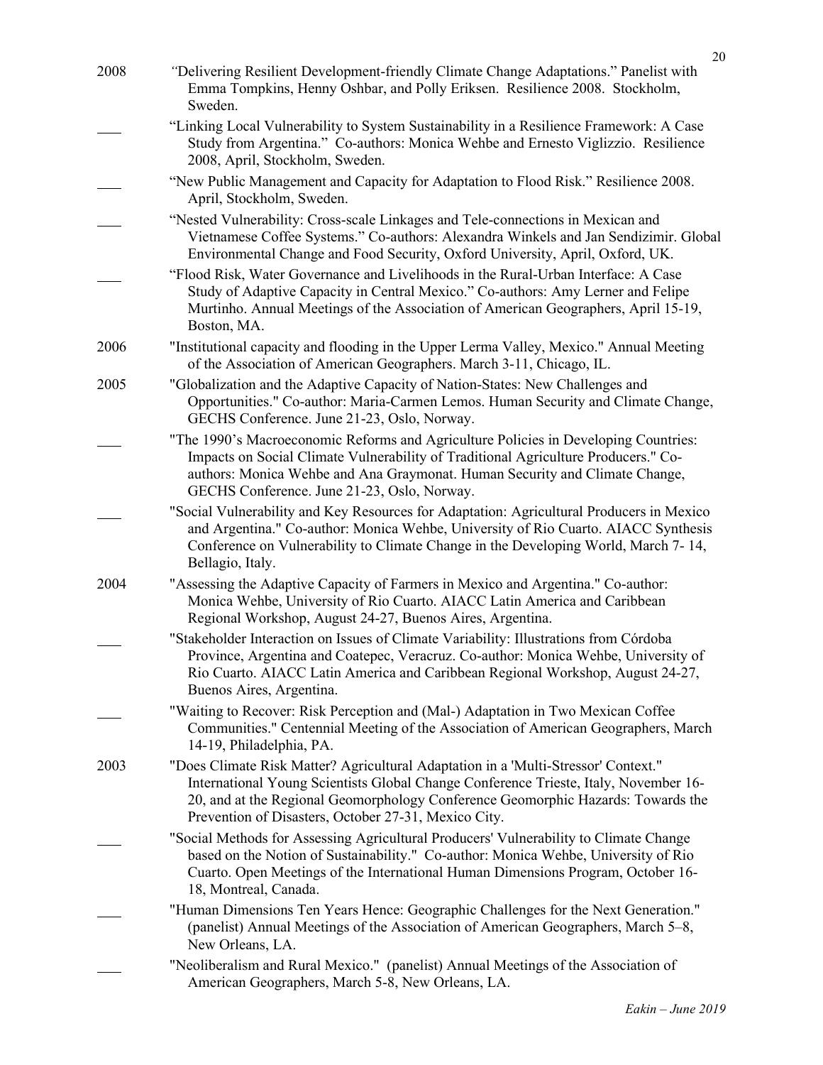2008 “Delivering Resilient Development-friendly Climate Change Adaptations.” Panelist with Emma Tompkins, Henny Oshbar, and Polly Eriksen. Resilience 2008. Stockholm, Sweden.

___ “Linking Local Vulnerability to System Sustainability in a Resilience Framework: A Case Study from Argentina.” Co-authors: Monica Wehbe and Ernesto Viglizzio. Resilience 2008, April, Stockholm, Sweden.

___ “New Public Management and Capacity for Adaptation to Flood Risk.” Resilience 2008. April, Stockholm, Sweden.

___ “Nested Vulnerability: Cross-scale Linkages and Tele-connections in Mexican and Vietnamese Coffee Systems.” Co-authors: Alexandra Winkels and Jan Sendizimir. Global Environmental Change and Food Security, Oxford University, April, Oxford, UK.

___ “Flood Risk, Water Governance and Livelihoods in the Rural-Urban Interface: A Case Study of Adaptive Capacity in Central Mexico.” Co-authors: Amy Lerner and Felipe Murtinho. Annual Meetings of the Association of American Geographers, April 15-19, Boston, MA.

2006 "Institutional capacity and flooding in the Upper Lerma Valley, Mexico." Annual Meeting of the Association of American Geographers. March 3-11, Chicago, IL.

2005 "Globalization and the Adaptive Capacity of Nation-States: New Challenges and Opportunities." Co-author: Maria-Carmen Lemos. Human Security and Climate Change, GECHS Conference. June 21-23, Oslo, Norway.

___ "The 1990’s Macroeconomic Reforms and Agriculture Policies in Developing Countries: Impacts on Social Climate Vulnerability of Traditional Agriculture Producers." Co-authors: Monica Wehbe and Ana Graymonat. Human Security and Climate Change, GECHS Conference. June 21-23, Oslo, Norway.

___ "Social Vulnerability and Key Resources for Adaptation: Agricultural Producers in Mexico and Argentina." Co-author: Monica Wehbe, University of Rio Cuarto. AIACC Synthesis Conference on Vulnerability to Climate Change in the Developing World, March 7- 14, Bellagio, Italy.

2004 "Assessing the Adaptive Capacity of Farmers in Mexico and Argentina." Co-author: Monica Wehbe, University of Rio Cuarto. AIACC Latin America and Caribbean Regional Workshop, August 24-27, Buenos Aires, Argentina.

___ "Stakeholder Interaction on Issues of Climate Variability: Illustrations from Córdoba Province, Argentina and Coatepec, Veracruz. Co-author: Monica Wehbe, University of Rio Cuarto. AIACC Latin America and Caribbean Regional Workshop, August 24-27, Buenos Aires, Argentina.

___ "Waiting to Recover: Risk Perception and (Mal-) Adaptation in Two Mexican Coffee Communities." Centennial Meeting of the Association of American Geographers, March 14-19, Philadelphia, PA.

2003 "Does Climate Risk Matter? Agricultural Adaptation in a 'Multi-Stressor' Context." International Young Scientists Global Change Conference Trieste, Italy, November 16-20, and at the Regional Geomorphology Conference Geomorphic Hazards: Towards the Prevention of Disasters, October 27-31, Mexico City.

___ "Social Methods for Assessing Agricultural Producers' Vulnerability to Climate Change based on the Notion of Sustainability." Co-author: Monica Wehbe, University of Rio Cuarto. Open Meetings of the International Human Dimensions Program, October 16-18, Montreal, Canada.

___ "Human Dimensions Ten Years Hence: Geographic Challenges for the Next Generation." (panelist) Annual Meetings of the Association of American Geographers, March 5–8, New Orleans, LA.

___ "Neoliberalism and Rural Mexico." (panelist) Annual Meetings of the Association of American Geographers, March 5-8, New Orleans, LA.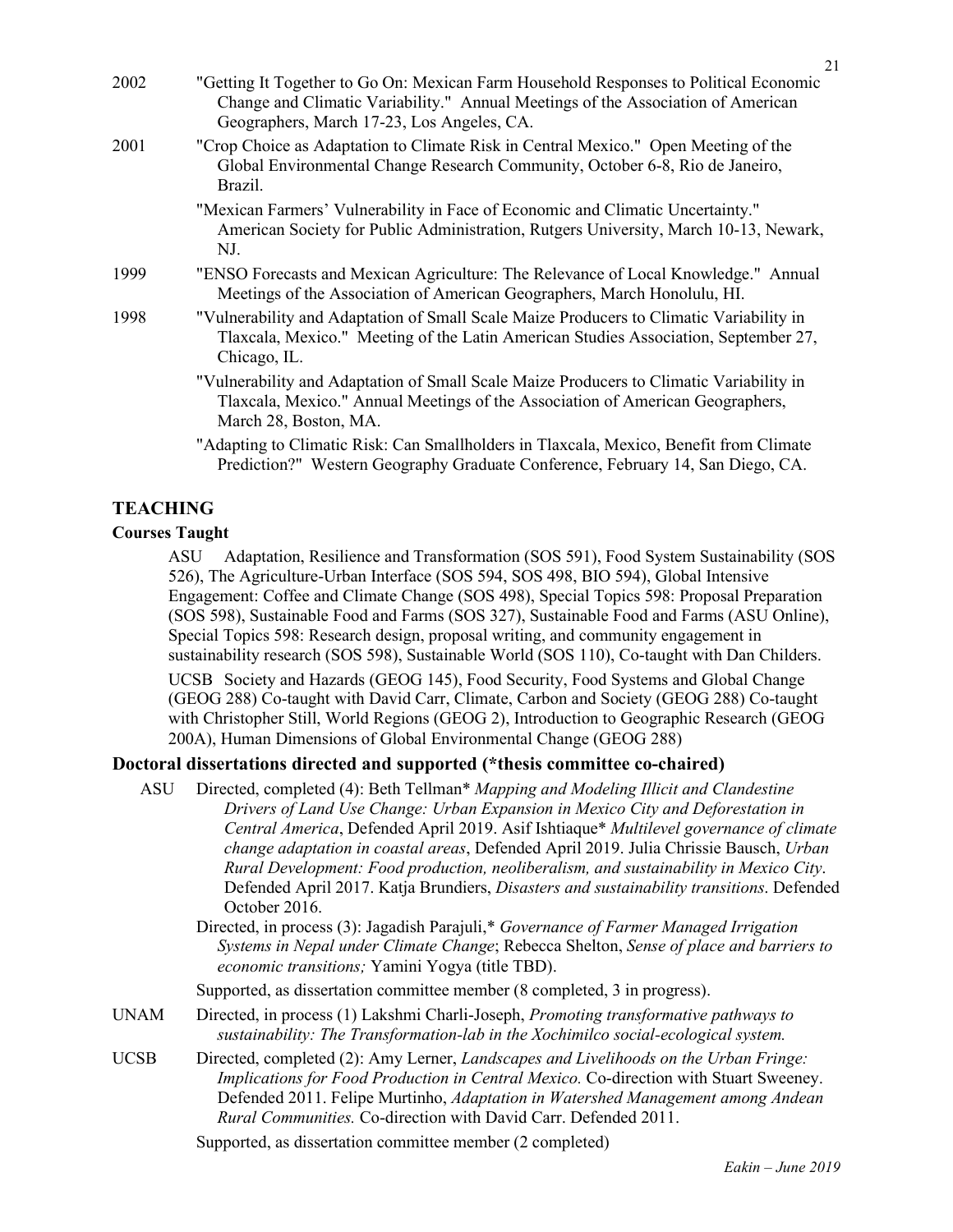2002 "Getting It Together to Go On: Mexican Farm Household Responses to Political Economic Change and Climatic Variability." Annual Meetings of the Association of American Geographers, March 17-23, Los Angeles, CA.

2001 "Crop Choice as Adaptation to Climate Risk in Central Mexico." Open Meeting of the Global Environmental Change Research Community, October 6-8, Rio de Janeiro, Brazil.

"Mexican Farmers' Vulnerability in Face of Economic and Climatic Uncertainty." American Society for Public Administration, Rutgers University, March 10-13, Newark, NJ.

1999 "ENSO Forecasts and Mexican Agriculture: The Relevance of Local Knowledge." Annual Meetings of the Association of American Geographers, March Honolulu, HI.

1998 "Vulnerability and Adaptation of Small Scale Maize Producers to Climatic Variability in Tlaxcala, Mexico." Meeting of the Latin American Studies Association, September 27, Chicago, IL.

"Vulnerability and Adaptation of Small Scale Maize Producers to Climatic Variability in Tlaxcala, Mexico." Annual Meetings of the Association of American Geographers, March 28, Boston, MA.

"Adapting to Climatic Risk: Can Smallholders in Tlaxcala, Mexico, Benefit from Climate Prediction?" Western Geography Graduate Conference, February 14, San Diego, CA.

## TEACHING

### Courses Taught

ASU Adaptation, Resilience and Transformation (SOS 591), Food System Sustainability (SOS 526), The Agriculture-Urban Interface (SOS 594, SOS 498, BIO 594), Global Intensive Engagement: Coffee and Climate Change (SOS 498), Special Topics 598: Proposal Preparation (SOS 598), Sustainable Food and Farms (SOS 327), Sustainable Food and Farms (ASU Online), Special Topics 598: Research design, proposal writing, and community engagement in sustainability research (SOS 598), Sustainable World (SOS 110), Co-taught with Dan Childers.

UCSB Society and Hazards (GEOG 145), Food Security, Food Systems and Global Change (GEOG 288) Co-taught with David Carr, Climate, Carbon and Society (GEOG 288) Co-taught with Christopher Still, World Regions (GEOG 2), Introduction to Geographic Research (GEOG 200A), Human Dimensions of Global Environmental Change (GEOG 288)

### Doctoral dissertations directed and supported (*thesis committee co-chaired)

ASU Directed, completed (4): Beth Tellman* *Mapping and Modeling Illicit and Clandestine Drivers of Land Use Change: Urban Expansion in Mexico City and Deforestation in Central America*, Defended April 2019. Asif Ishtiaque* *Multilevel governance of climate change adaptation in coastal areas*, Defended April 2019. Julia Chrissie Bausch, *Urban Rural Development: Food production, neoliberalism, and sustainability in Mexico City*. Defended April 2017. Katja Brundiers, *Disasters and sustainability transitions*. Defended October 2016.

Directed, in process (3): Jagadish Parajuli,* *Governance of Farmer Managed Irrigation Systems in Nepal under Climate Change*; Rebecca Shelton, *Sense of place and barriers to economic transitions;* Yamini Yogya (title TBD).

Supported, as dissertation committee member (8 completed, 3 in progress).

UNAM Directed, in process (1) Lakshmi Charli-Joseph, *Promoting transformative pathways to sustainability: The Transformation-lab in the Xochimilco social-ecological system.*

UCSB Directed, completed (2): Amy Lerner, *Landscapes and Livelihoods on the Urban Fringe: Implications for Food Production in Central Mexico.* Co-direction with Stuart Sweeney. Defended 2011. Felipe Murtinho, *Adaptation in Watershed Management among Andean Rural Communities.* Co-direction with David Carr. Defended 2011.

Supported, as dissertation committee member (2 completed)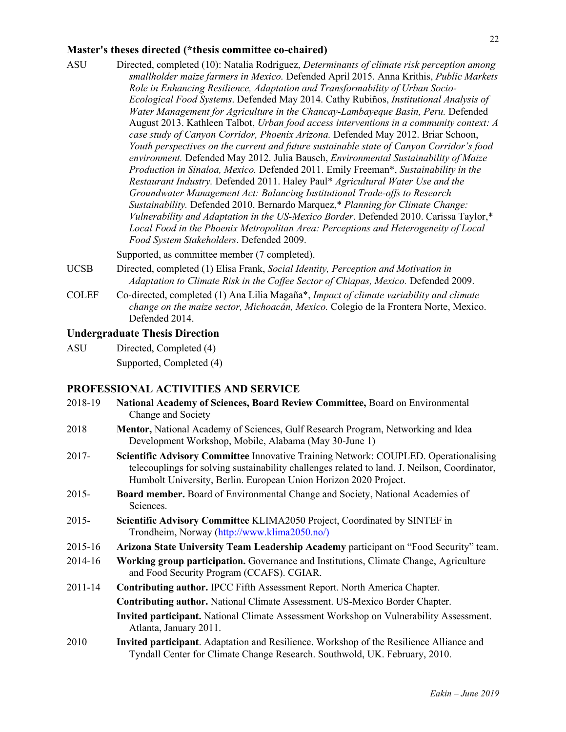### Master's theses directed (*thesis committee co-chaired)

ASU Directed, completed (10): Natalia Rodriguez, *Determinants of climate risk perception among smallholder maize farmers in Mexico.* Defended April 2015. Anna Krithis, *Public Markets Role in Enhancing Resilience, Adaptation and Transformability of Urban Socio-Ecological Food Systems*. Defended May 2014. Cathy Rubiños, *Institutional Analysis of Water Management for Agriculture in the Chancay-Lambayeque Basin, Peru.* Defended August 2013. Kathleen Talbot, *Urban food access interventions in a community context: A case study of Canyon Corridor, Phoenix Arizona.* Defended May 2012. Briar Schoon, *Youth perspectives on the current and future sustainable state of Canyon Corridor's food environment.* Defended May 2012. Julia Bausch, *Environmental Sustainability of Maize Production in Sinaloa, Mexico.* Defended 2011. Emily Freeman*, *Sustainability in the Restaurant Industry.* Defended 2011. Haley Paul* *Agricultural Water Use and the Groundwater Management Act: Balancing Institutional Trade-offs to Research Sustainability.* Defended 2010. Bernardo Marquez,* *Planning for Climate Change: Vulnerability and Adaptation in the US-Mexico Border*. Defended 2010. Carissa Taylor,* *Local Food in the Phoenix Metropolitan Area: Perceptions and Heterogeneity of Local Food System Stakeholders*. Defended 2009.

Supported, as committee member (7 completed).

UCSB Directed, completed (1) Elisa Frank, *Social Identity, Perception and Motivation in Adaptation to Climate Risk in the Coffee Sector of Chiapas, Mexico.* Defended 2009.

COLEF Co-directed, completed (1) Ana Lilia Magaña*, *Impact of climate variability and climate change on the maize sector, Michoacán, Mexico.* Colegio de la Frontera Norte, Mexico. Defended 2014.

### Undergraduate Thesis Direction

ASU Directed, Completed (4)

Supported, Completed (4)

## PROFESSIONAL ACTIVITIES AND SERVICE

2018-19 **National Academy of Sciences, Board Review Committee,** Board on Environmental Change and Society

2018 **Mentor,** National Academy of Sciences, Gulf Research Program, Networking and Idea Development Workshop, Mobile, Alabama (May 30-June 1)

2017- **Scientific Advisory Committee** Innovative Training Network: COUPLED. Operationalising telecouplings for solving sustainability challenges related to land. J. Neilson, Coordinator, Humbolt University, Berlin. European Union Horizon 2020 Project.

2015- **Board member.** Board of Environmental Change and Society, National Academies of Sciences.

2015- **Scientific Advisory Committee** KLIMA2050 Project, Coordinated by SINTEF in Trondheim, Norway (http://www.klima2050.no/)

2015-16 **Arizona State University Team Leadership Academy** participant on "Food Security" team.

2014-16 **Working group participation.** Governance and Institutions, Climate Change, Agriculture and Food Security Program (CCAFS). CGIAR.

2011-14 **Contributing author.** IPCC Fifth Assessment Report. North America Chapter.

**Contributing author.** National Climate Assessment. US-Mexico Border Chapter.

**Invited participant.** National Climate Assessment Workshop on Vulnerability Assessment. Atlanta, January 2011.

2010 **Invited participant**. Adaptation and Resilience. Workshop of the Resilience Alliance and Tyndall Center for Climate Change Research. Southwold, UK. February, 2010.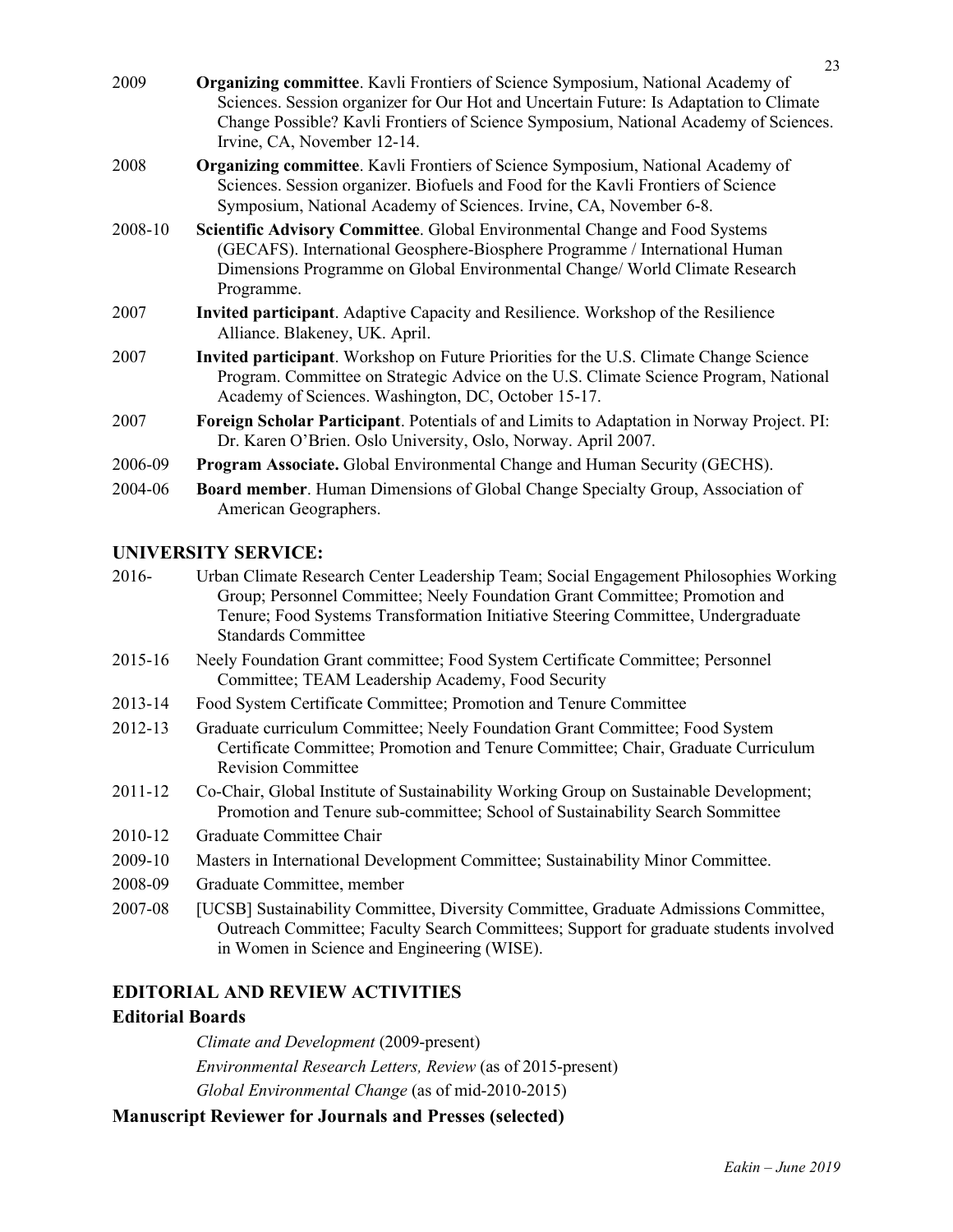2009 **Organizing committee**. Kavli Frontiers of Science Symposium, National Academy of Sciences. Session organizer for Our Hot and Uncertain Future: Is Adaptation to Climate Change Possible? Kavli Frontiers of Science Symposium, National Academy of Sciences. Irvine, CA, November 12-14.

2008 **Organizing committee**. Kavli Frontiers of Science Symposium, National Academy of Sciences. Session organizer. Biofuels and Food for the Kavli Frontiers of Science Symposium, National Academy of Sciences. Irvine, CA, November 6-8.

2008-10 **Scientific Advisory Committee**. Global Environmental Change and Food Systems (GECAFS). International Geosphere-Biosphere Programme / International Human Dimensions Programme on Global Environmental Change/ World Climate Research Programme.

2007 **Invited participant**. Adaptive Capacity and Resilience. Workshop of the Resilience Alliance. Blakeney, UK. April.

2007 **Invited participant**. Workshop on Future Priorities for the U.S. Climate Change Science Program. Committee on Strategic Advice on the U.S. Climate Science Program, National Academy of Sciences. Washington, DC, October 15-17.

2007 **Foreign Scholar Participant**. Potentials of and Limits to Adaptation in Norway Project. PI: Dr. Karen O'Brien. Oslo University, Oslo, Norway. April 2007.

2006-09 **Program Associate.** Global Environmental Change and Human Security (GECHS).

2004-06 **Board member**. Human Dimensions of Global Change Specialty Group, Association of American Geographers.

## UNIVERSITY SERVICE:

2016- Urban Climate Research Center Leadership Team; Social Engagement Philosophies Working Group; Personnel Committee; Neely Foundation Grant Committee; Promotion and Tenure; Food Systems Transformation Initiative Steering Committee, Undergraduate Standards Committee

2015-16 Neely Foundation Grant committee; Food System Certificate Committee; Personnel Committee; TEAM Leadership Academy, Food Security

2013-14 Food System Certificate Committee; Promotion and Tenure Committee

2012-13 Graduate curriculum Committee; Neely Foundation Grant Committee; Food System Certificate Committee; Promotion and Tenure Committee; Chair, Graduate Curriculum Revision Committee

2011-12 Co-Chair, Global Institute of Sustainability Working Group on Sustainable Development; Promotion and Tenure sub-committee; School of Sustainability Search Sommittee

2010-12 Graduate Committee Chair

2009-10 Masters in International Development Committee; Sustainability Minor Committee.

2008-09 Graduate Committee, member

2007-08 [UCSB] Sustainability Committee, Diversity Committee, Graduate Admissions Committee, Outreach Committee; Faculty Search Committees; Support for graduate students involved in Women in Science and Engineering (WISE).

## EDITORIAL AND REVIEW ACTIVITIES

### Editorial Boards

*Climate and Development* (2009-present)

*Environmental Research Letters, Review* (as of 2015-present)

*Global Environmental Change* (as of mid-2010-2015)

### Manuscript Reviewer for Journals and Presses (selected)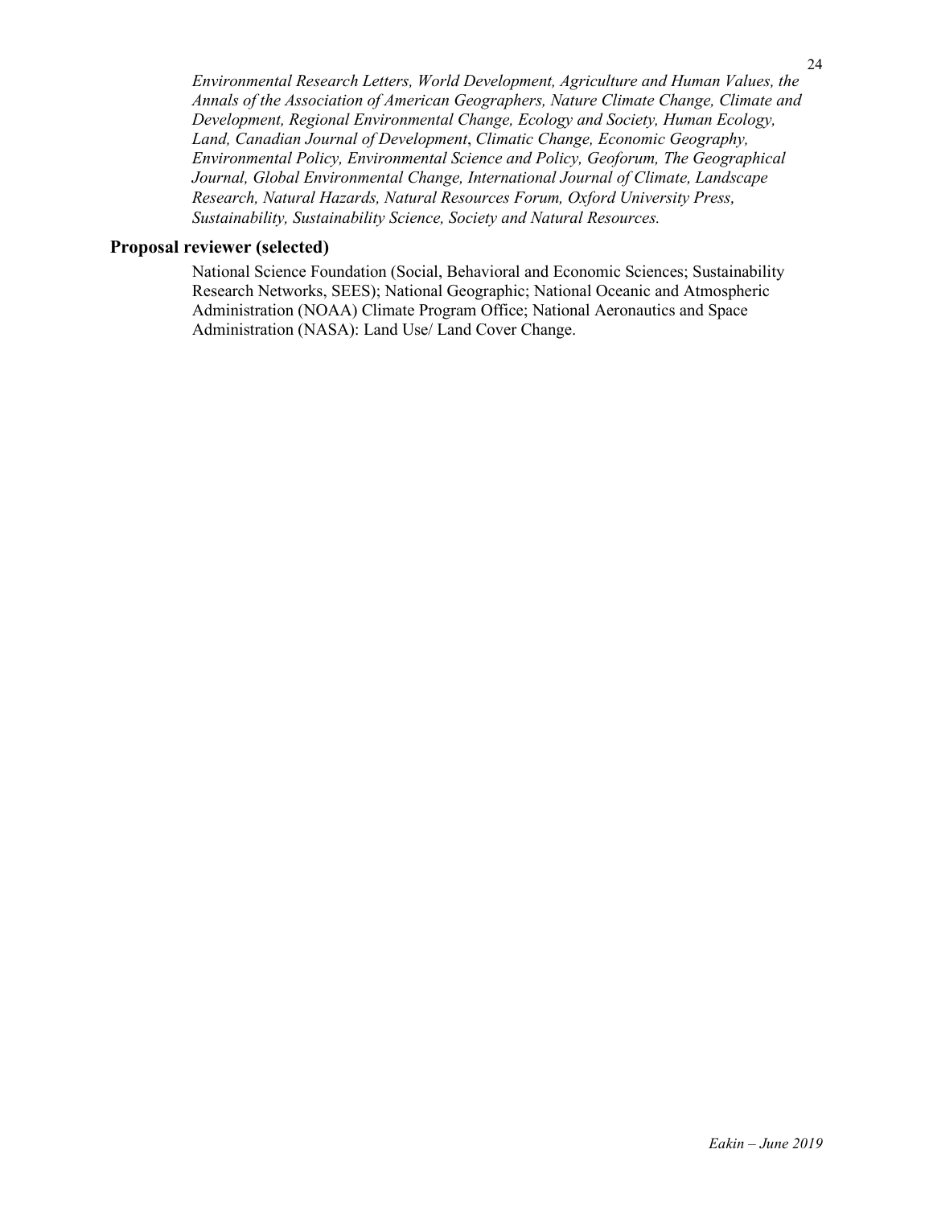*Environmental Research Letters, World Development, Agriculture and Human Values, the Annals of the Association of American Geographers, Nature Climate Change, Climate and Development, Regional Environmental Change, Ecology and Society, Human Ecology, Land, Canadian Journal of Development*, *Climatic Change, Economic Geography, Environmental Policy, Environmental Science and Policy, Geoforum, The Geographical Journal, Global Environmental Change, International Journal of Climate, Landscape Research, Natural Hazards, Natural Resources Forum, Oxford University Press, Sustainability, Sustainability Science, Society and Natural Resources.*

**Proposal reviewer (selected)**

National Science Foundation (Social, Behavioral and Economic Sciences; Sustainability Research Networks, SEES); National Geographic; National Oceanic and Atmospheric Administration (NOAA) Climate Program Office; National Aeronautics and Space Administration (NASA): Land Use/ Land Cover Change.